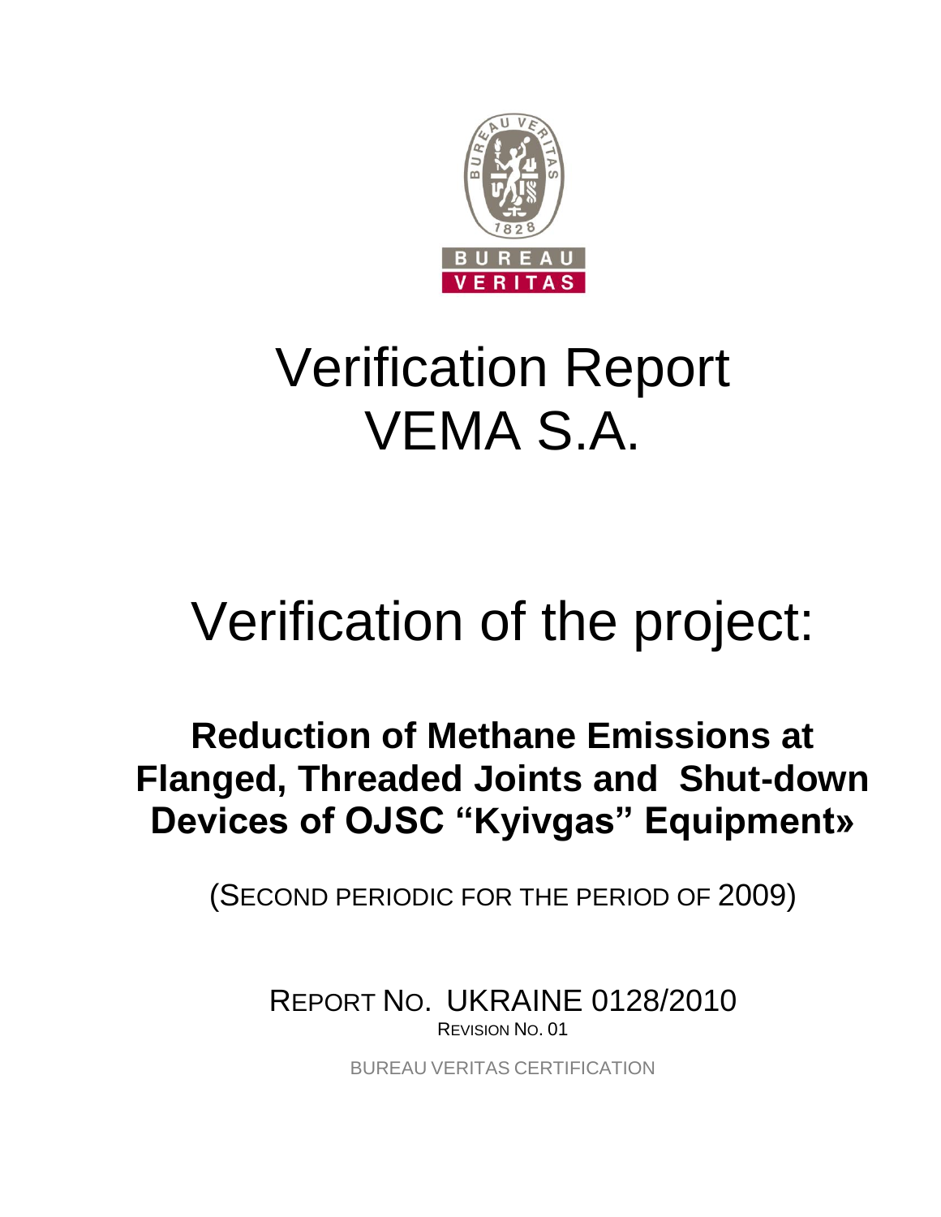# Verification Report

# VEMA S.A.

# Verification of the project:

## Reduction of Methane Emissions at Flanged, Threaded Joints and Shut-down Devices of OJSC "Kyivgas" Equipment»

(SECOND PERIODIC FOR THE PERIOD OF 2009)

REPORT NO. UKRAINE 0128/2010

REVISION NO. 01

BUREAU VERITAS CERTIFICATION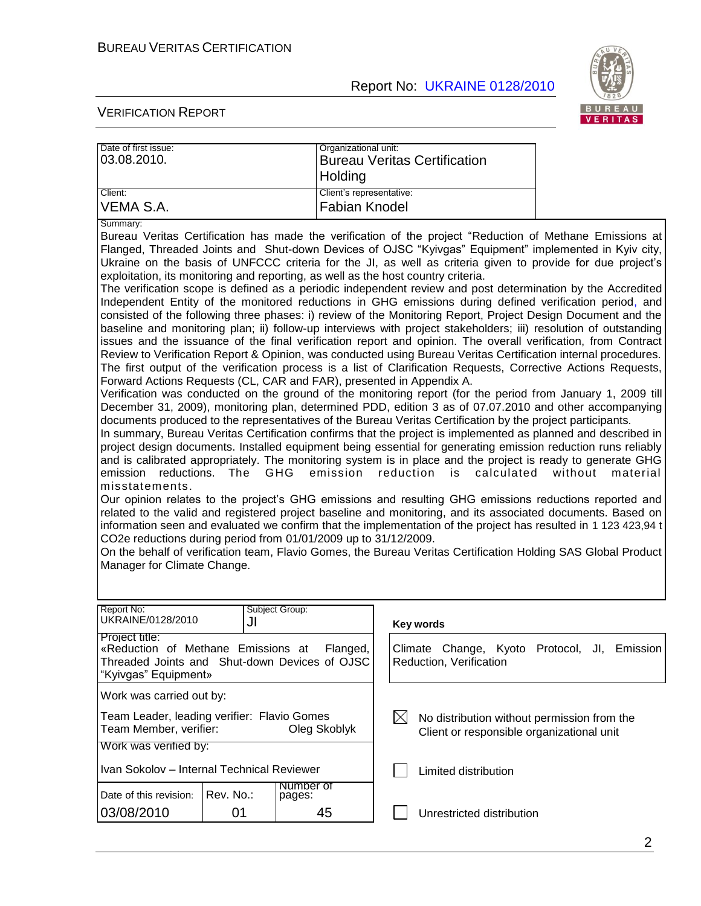| Date of first issue: | Organizational unit: |
|---|---|
| 03.08.2010. | Bureau Veritas Certification Holding |
| Client: | Client's representative: |
| VEMA S.A. | Fabian Knodel |

Summary:

Bureau Veritas Certification has made the verification of the project "Reduction of Methane Emissions at Flanged, Threaded Joints and Shut-down Devices of OJSC "Kyivgas" Equipment" implemented in Kyiv city, Ukraine on the basis of UNFCCC criteria for the JI, as well as criteria given to provide for due project's exploitation, its monitoring and reporting, as well as the host country criteria.

The verification scope is defined as a periodic independent review and post determination by the Accredited Independent Entity of the monitored reductions in GHG emissions during defined verification period, and consisted of the following three phases: i) review of the Monitoring Report, Project Design Document and the baseline and monitoring plan; ii) follow-up interviews with project stakeholders; iii) resolution of outstanding issues and the issuance of the final verification report and opinion. The overall verification, from Contract Review to Verification Report & Opinion, was conducted using Bureau Veritas Certification internal procedures.

The first output of the verification process is a list of Clarification Requests, Corrective Actions Requests, Forward Actions Requests (CL, CAR and FAR), presented in Appendix A.

Verification was conducted on the ground of the monitoring report (for the period from January 1, 2009 till December 31, 2009), monitoring plan, determined PDD, edition 3 as of 07.07.2010 and other accompanying documents produced to the representatives of the Bureau Veritas Certification by the project participants.

In summary, Bureau Veritas Certification confirms that the project is implemented as planned and described in project design documents. Installed equipment being essential for generating emission reduction runs reliably and is calibrated appropriately. The monitoring system is in place and the project is ready to generate GHG emission reductions. The GHG emission reduction is calculated without material misstatements.

Our opinion relates to the project's GHG emissions and resulting GHG emissions reductions reported and related to the valid and registered project baseline and monitoring, and its associated documents. Based on information seen and evaluated we confirm that the implementation of the project has resulted in 1 123 423,94 t CO2e reductions during period from 01/01/2009 up to 31/12/2009.

On the behalf of verification team, Flavio Gomes, the Bureau Veritas Certification Holding SAS Global Product Manager for Climate Change.

| Report No: | Subject Group: | |
|---|---|---|
| UKRAINE/0128/2010 | JI | |

Project title:
«Reduction of Methane Emissions at Flanged, Threaded Joints and Shut-down Devices of OJSC "Kyivgas" Equipment»

**Key words**

Climate Change, Kyoto Protocol, JI, Emission Reduction, Verification

Work was carried out by:

Team Leader, leading verifier: Flavio Gomes
Team Member, verifier: Oleg Skoblyk

Work was verified by:

Ivan Sokolov – Internal Technical Reviewer

| Date of this revision: | Rev. No.: | Number of pages: |
|---|---|---|
| 03/08/2010 | 01 | 45 |

- ☒ No distribution without permission from the Client or responsible organizational unit
- ☐ Limited distribution
- ☐ Unrestricted distribution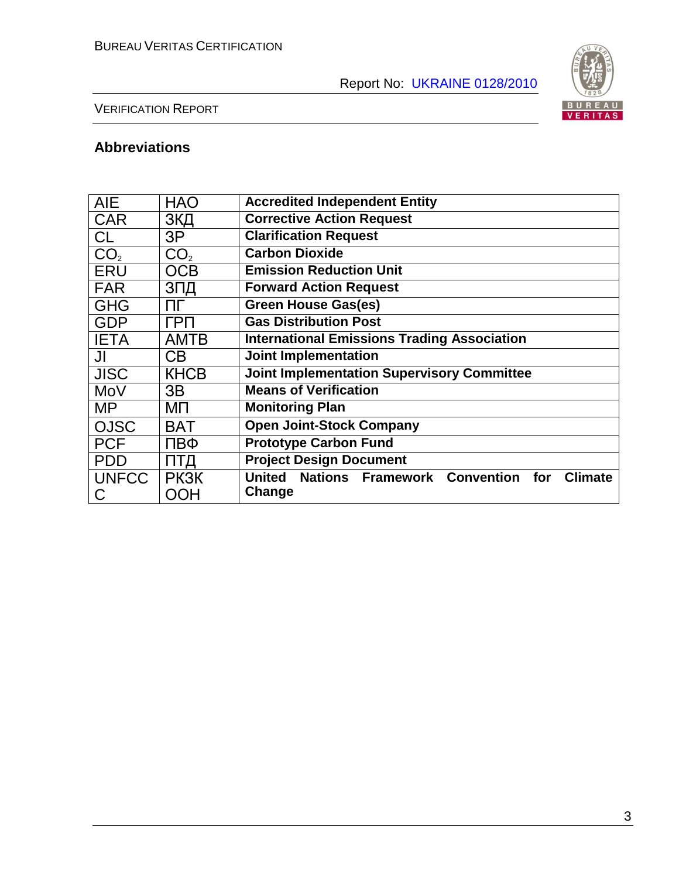## Abbreviations

| AIE | НАО | **Accredited Independent Entity** |
|---|---|---|
| CAR | ЗКД | **Corrective Action Request** |
| CL | ЗР | **Clarification Request** |
| $CO_2$ | $CO_2$ | **Carbon Dioxide** |
| ERU | ОСВ | **Emission Reduction Unit** |
| FAR | ЗПД | **Forward Action Request** |
| GHG | ПГ | **Green House Gas(es)** |
| GDP | ГРП | **Gas Distribution Post** |
| IETA | АМТВ | **International Emissions Trading Association** |
| JI | СВ | **Joint Implementation** |
| JISC | КНСВ | **Joint Implementation Supervisory Committee** |
| MoV | ЗВ | **Means of Verification** |
| MP | МП | **Monitoring Plan** |
| OJSC | ВАТ | **Open Joint-Stock Company** |
| PCF | ПВФ | **Prototype Carbon Fund** |
| PDD | ПТД | **Project Design Document** |
| UNFCCC | РКЗК ООН | **United Nations Framework Convention for Climate Change** |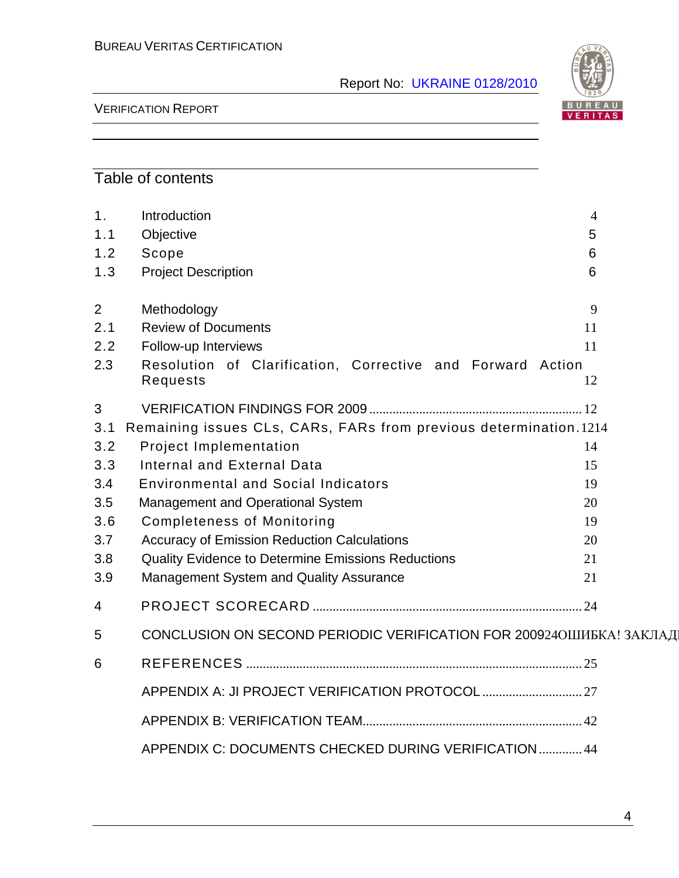## Table of contents

| | | |
|---|---|---|
| 1. | Introduction | 4 |
| 1.1 | Objective | 5 |
| 1.2 | Scope | 6 |
| 1.3 | Project Description | 6 |
| 2 | Methodology | 9 |
| 2.1 | Review of Documents | 11 |
| 2.2 | Follow-up Interviews | 11 |
| 2.3 | Resolution of Clarification, Corrective and Forward Action Requests | 12 |
| 3 | VERIFICATION FINDINGS FOR 2009 | 12 |
| 3.1 | Remaining issues CLs, CARs, FARs from previous determination | 1214 |
| 3.2 | Project Implementation | 14 |
| 3.3 | Internal and External Data | 15 |
| 3.4 | Environmental and Social Indicators | 19 |
| 3.5 | Management and Operational System | 20 |
| 3.6 | Completeness of Monitoring | 19 |
| 3.7 | Accuracy of Emission Reduction Calculations | 20 |
| 3.8 | Quality Evidence to Determine Emissions Reductions | 21 |
| 3.9 | Management System and Quality Assurance | 21 |
| 4 | PROJECT SCORECARD | 24 |
| 5 | CONCLUSION ON SECOND PERIODIC VERIFICATION FOR 2009 | 24ОШИБКА! ЗАКЛАДІ |
| 6 | REFERENCES | 25 |
| | APPENDIX A: JI PROJECT VERIFICATION PROTOCOL | 27 |
| | APPENDIX B: VERIFICATION TEAM | 42 |
| | APPENDIX C: DOCUMENTS CHECKED DURING VERIFICATION | 44 |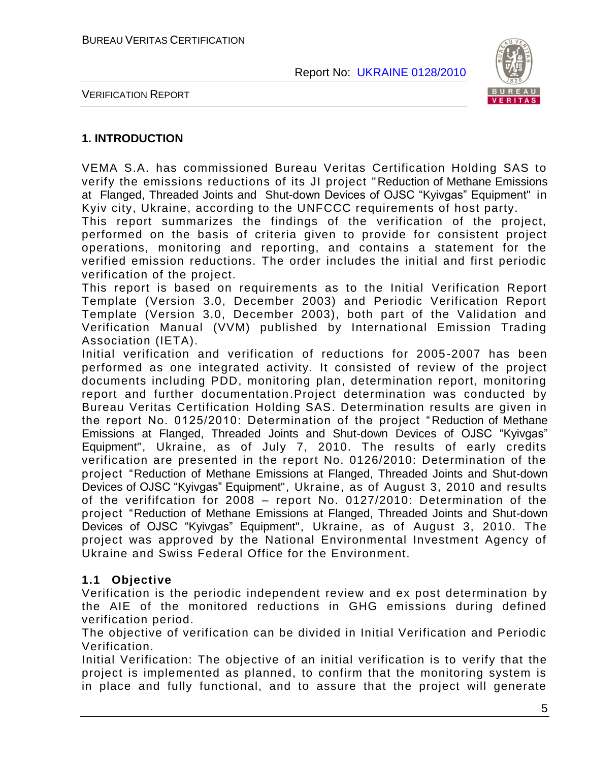# 1. INTRODUCTION

VEMA S.A. has commissioned Bureau Veritas Certification Holding SAS to verify the emissions reductions of its JI project "Reduction of Methane Emissions at Flanged, Threaded Joints and Shut-down Devices of OJSC "Kyivgas" Equipment" in Kyiv city, Ukraine, according to the UNFCCC requirements of host party.

This report summarizes the findings of the verification of the project, performed on the basis of criteria given to provide for consistent project operations, monitoring and reporting, and contains a statement for the verified emission reductions. The order includes the initial and first periodic verification of the project.

This report is based on requirements as to the Initial Verification Report Template (Version 3.0, December 2003) and Periodic Verification Report Template (Version 3.0, December 2003), both part of the Validation and Verification Manual (VVM) published by International Emission Trading Association (IETA).

Initial verification and verification of reductions for 2005-2007 has been performed as one integrated activity. It consisted of review of the project documents including PDD, monitoring plan, determination report, monitoring report and further documentation.Project determination was conducted by Bureau Veritas Certification Holding SAS. Determination results are given in the report No. 0125/2010: Determination of the project "Reduction of Methane Emissions at Flanged, Threaded Joints and Shut-down Devices of OJSC "Kyivgas" Equipment", Ukraine, as of July 7, 2010. The results of early credits verification are presented in the report No. 0126/2010: Determination of the project "Reduction of Methane Emissions at Flanged, Threaded Joints and Shut-down Devices of OJSC "Kyivgas" Equipment", Ukraine, as of August 3, 2010 and results of the verififcation for 2008 – report No. 0127/2010: Determination of the project "Reduction of Methane Emissions at Flanged, Threaded Joints and Shut-down Devices of OJSC "Kyivgas" Equipment", Ukraine, as of August 3, 2010. The project was approved by the National Environmental Investment Agency of Ukraine and Swiss Federal Office for the Environment.

## 1.1 Objective

Verification is the periodic independent review and ex post determination by the AIE of the monitored reductions in GHG emissions during defined verification period.

The objective of verification can be divided in Initial Verification and Periodic Verification.

Initial Verification: The objective of an initial verification is to verify that the project is implemented as planned, to confirm that the monitoring system is in place and fully functional, and to assure that the project will generate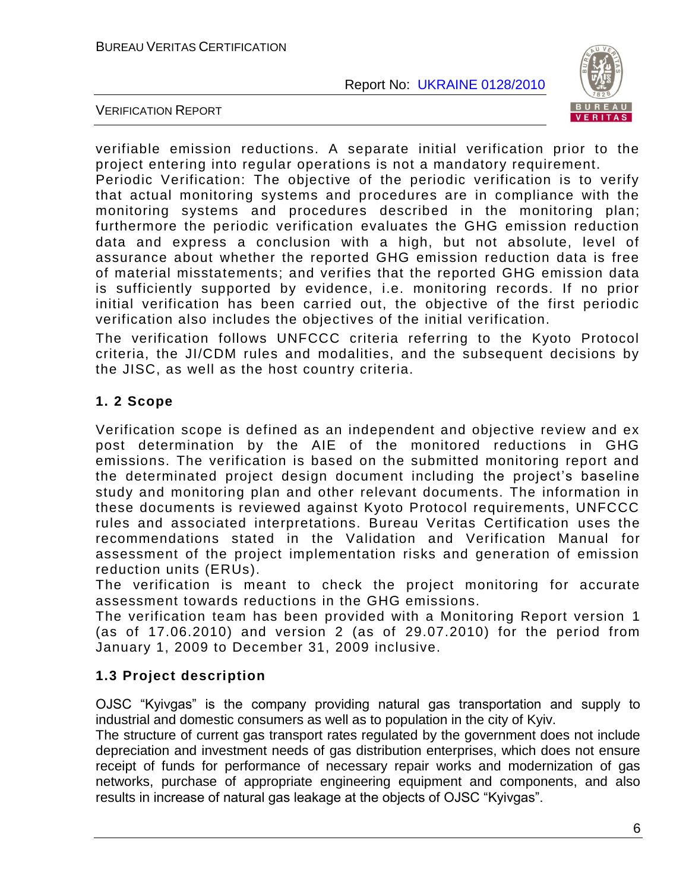verifiable emission reductions. A separate initial verification prior to the project entering into regular operations is not a mandatory requirement.

Periodic Verification: The objective of the periodic verification is to verify that actual monitoring systems and procedures are in compliance with the monitoring systems and procedures described in the monitoring plan; furthermore the periodic verification evaluates the GHG emission reduction data and express a conclusion with a high, but not absolute, level of assurance about whether the reported GHG emission reduction data is free of material misstatements; and verifies that the reported GHG emission data is sufficiently supported by evidence, i.e. monitoring records. If no prior initial verification has been carried out, the objective of the first periodic verification also includes the objectives of the initial verification.

The verification follows UNFCCC criteria referring to the Kyoto Protocol criteria, the JI/CDM rules and modalities, and the subsequent decisions by the JISC, as well as the host country criteria.

### 1. 2 Scope

Verification scope is defined as an independent and objective review and ex post determination by the AIE of the monitored reductions in GHG emissions. The verification is based on the submitted monitoring report and the determinated project design document including the project's baseline study and monitoring plan and other relevant documents. The information in these documents is reviewed against Kyoto Protocol requirements, UNFCCC rules and associated interpretations. Bureau Veritas Certification uses the recommendations stated in the Validation and Verification Manual for assessment of the project implementation risks and generation of emission reduction units (ERUs).

The verification is meant to check the project monitoring for accurate assessment towards reductions in the GHG emissions.

The verification team has been provided with a Monitoring Report version 1 (as of 17.06.2010) and version 2 (as of 29.07.2010) for the period from January 1, 2009 to December 31, 2009 inclusive.

### 1.3 Project description

OJSC "Kyivgas" is the company providing natural gas transportation and supply to industrial and domestic consumers as well as to population in the city of Kyiv.

The structure of current gas transport rates regulated by the government does not include depreciation and investment needs of gas distribution enterprises, which does not ensure receipt of funds for performance of necessary repair works and modernization of gas networks, purchase of appropriate engineering equipment and components, and also results in increase of natural gas leakage at the objects of OJSC "Kyivgas".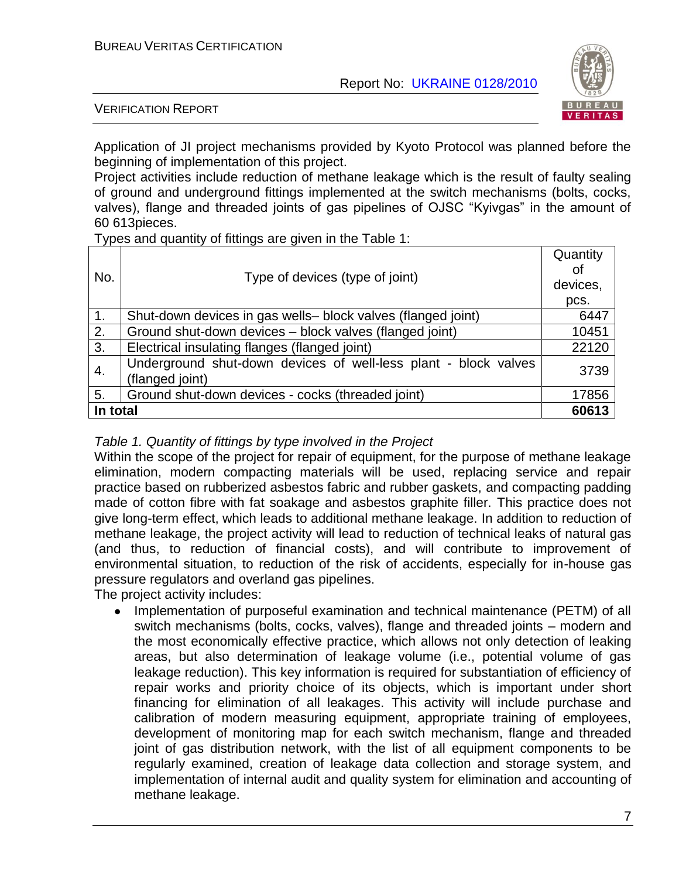Application of JI project mechanisms provided by Kyoto Protocol was planned before the beginning of implementation of this project.

Project activities include reduction of methane leakage which is the result of faulty sealing of ground and underground fittings implemented at the switch mechanisms (bolts, cocks, valves), flange and threaded joints of gas pipelines of OJSC "Kyivgas" in the amount of 60 613pieces.

Types and quantity of fittings are given in the Table 1:

| No. | Type of devices (type of joint) | Quantity of devices, pcs. |
|---|---|---|
| 1. | Shut-down devices in gas wells– block valves (flanged joint) | 6447 |
| 2. | Ground shut-down devices – block valves (flanged joint) | 10451 |
| 3. | Electrical insulating flanges (flanged joint) | 22120 |
| 4. | Underground shut-down devices of well-less plant - block valves (flanged joint) | 3739 |
| 5. | Ground shut-down devices - cocks (threaded joint) | 17856 |
| **In total** | | **60613** |

*Table 1. Quantity of fittings by type involved in the Project*

Within the scope of the project for repair of equipment, for the purpose of methane leakage elimination, modern compacting materials will be used, replacing service and repair practice based on rubberized asbestos fabric and rubber gaskets, and compacting padding made of cotton fibre with fat soakage and asbestos graphite filler. This practice does not give long-term effect, which leads to additional methane leakage. In addition to reduction of methane leakage, the project activity will lead to reduction of technical leaks of natural gas (and thus, to reduction of financial costs), and will contribute to improvement of environmental situation, to reduction of the risk of accidents, especially for in-house gas pressure regulators and overland gas pipelines.

The project activity includes:

- Implementation of purposeful examination and technical maintenance (PETM) of all switch mechanisms (bolts, cocks, valves), flange and threaded joints – modern and the most economically effective practice, which allows not only detection of leaking areas, but also determination of leakage volume (i.e., potential volume of gas leakage reduction). This key information is required for substantiation of efficiency of repair works and priority choice of its objects, which is important under short financing for elimination of all leakages. This activity will include purchase and calibration of modern measuring equipment, appropriate training of employees, development of monitoring map for each switch mechanism, flange and threaded joint of gas distribution network, with the list of all equipment components to be regularly examined, creation of leakage data collection and storage system, and implementation of internal audit and quality system for elimination and accounting of methane leakage.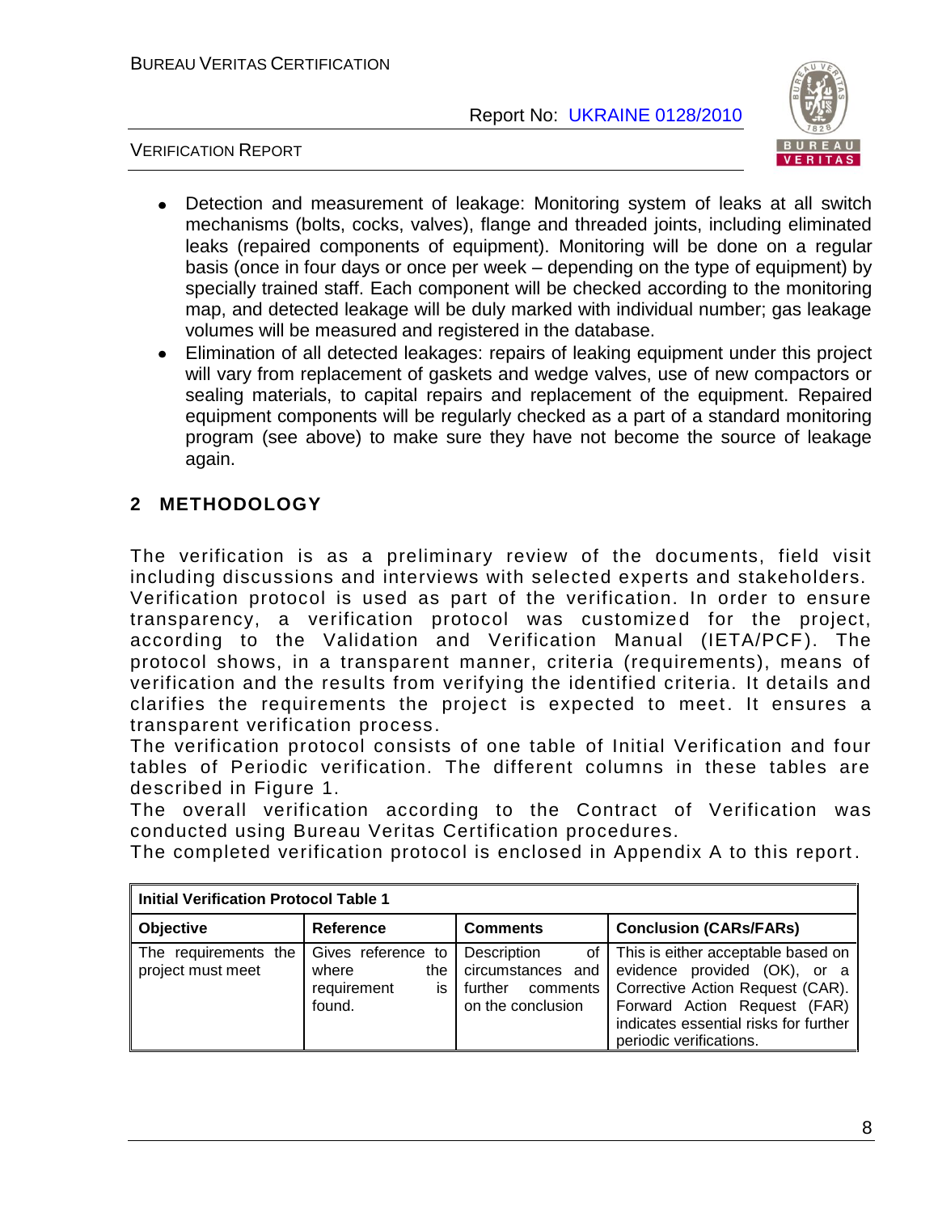- Detection and measurement of leakage: Monitoring system of leaks at all switch mechanisms (bolts, cocks, valves), flange and threaded joints, including eliminated leaks (repaired components of equipment). Monitoring will be done on a regular basis (once in four days or once per week – depending on the type of equipment) by specially trained staff. Each component will be checked according to the monitoring map, and detected leakage will be duly marked with individual number; gas leakage volumes will be measured and registered in the database.
- Elimination of all detected leakages: repairs of leaking equipment under this project will vary from replacement of gaskets and wedge valves, use of new compactors or sealing materials, to capital repairs and replacement of the equipment. Repaired equipment components will be regularly checked as a part of a standard monitoring program (see above) to make sure they have not become the source of leakage again.

## 2 METHODOLOGY

The verification is as a preliminary review of the documents, field visit including discussions and interviews with selected experts and stakeholders. Verification protocol is used as part of the verification. In order to ensure transparency, a verification protocol was customized for the project, according to the Validation and Verification Manual (IETA/PCF). The protocol shows, in a transparent manner, criteria (requirements), means of verification and the results from verifying the identified criteria. It details and clarifies the requirements the project is expected to meet. It ensures a transparent verification process.
The verification protocol consists of one table of Initial Verification and four tables of Periodic verification. The different columns in these tables are described in Figure 1.
The overall verification according to the Contract of Verification was conducted using Bureau Veritas Certification procedures.
The completed verification protocol is enclosed in Appendix A to this report.

| **Initial Verification Protocol Table 1** | | | |
|---|---|---|---|
| **Objective** | **Reference** | **Comments** | **Conclusion (CARs/FARs)** |
| The requirements the project must meet | Gives reference to where the requirement is found. | Description of circumstances and further comments on the conclusion | This is either acceptable based on evidence provided (OK), or a Corrective Action Request (CAR). Forward Action Request (FAR) indicates essential risks for further periodic verifications. |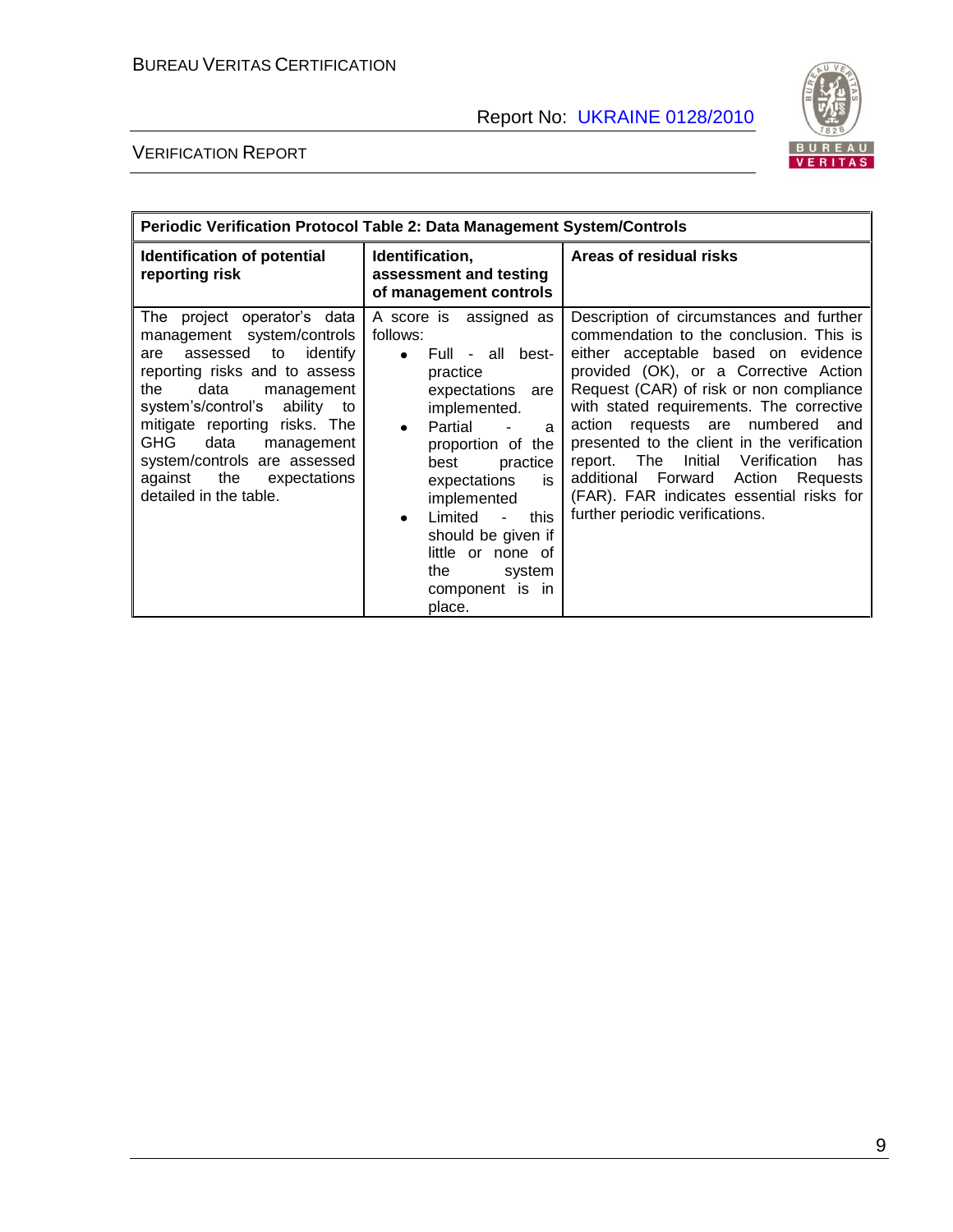| Periodic Verification Protocol Table 2: Data Management System/Controls | | |
|---|---|---|
| **Identification of potential reporting risk** | **Identification, assessment and testing of management controls** | **Areas of residual risks** |
| The project operator's data management system/controls are assessed to identify reporting risks and to assess the data management system's/control's ability to mitigate reporting risks. The GHG data management system/controls are assessed against the expectations detailed in the table. | A score is assigned as follows: <br>• Full - all best-practice expectations are implemented. <br>• Partial - a proportion of the best practice expectations is implemented <br>• Limited - this should be given if little or none of the system component is in place. | Description of circumstances and further commendation to the conclusion. This is either acceptable based on evidence provided (OK), or a Corrective Action Request (CAR) of risk or non compliance with stated requirements. The corrective action requests are numbered and presented to the client in the verification report. The Initial Verification has additional Forward Action Requests (FAR). FAR indicates essential risks for further periodic verifications. |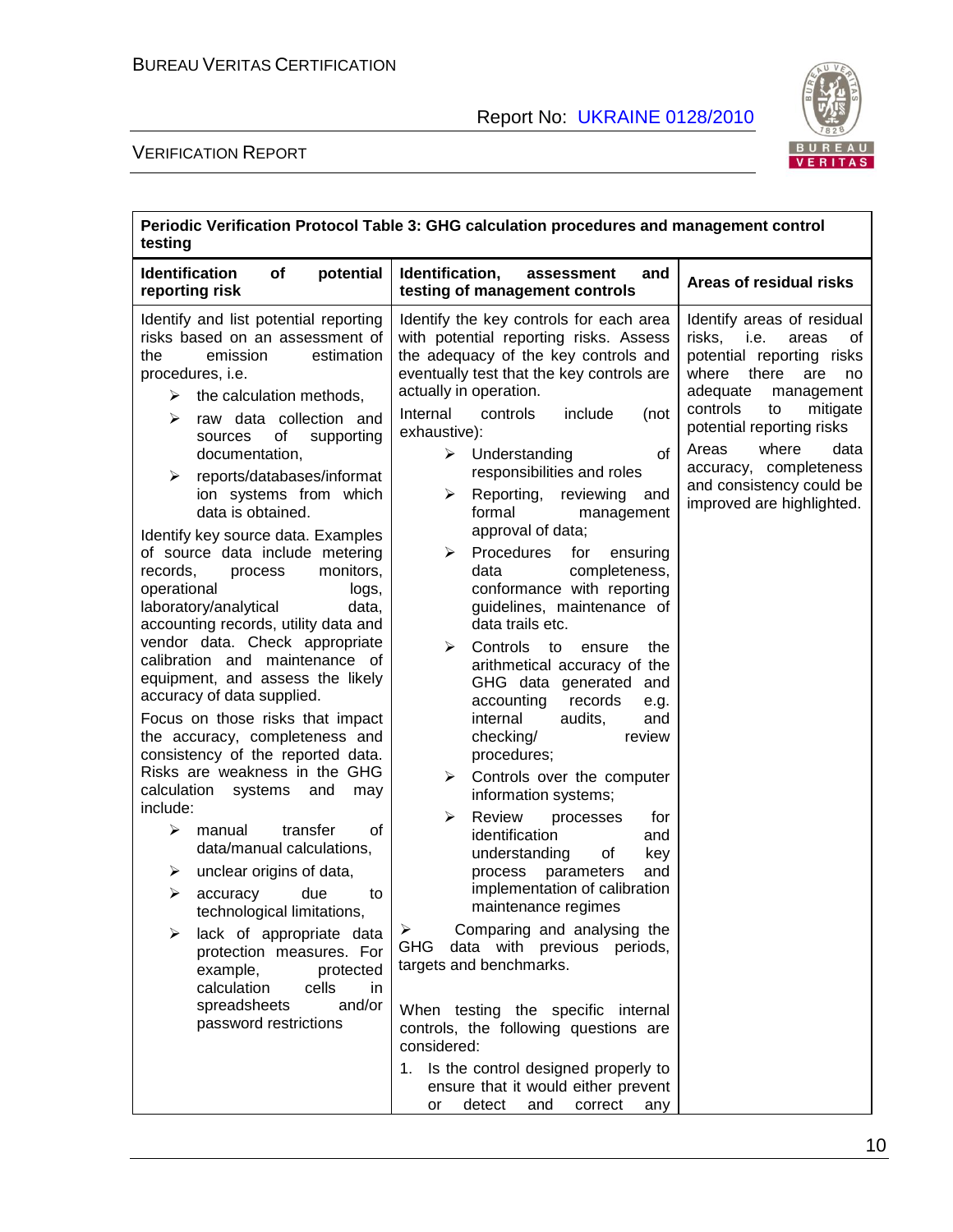| Periodic Verification Protocol Table 3: GHG calculation procedures and management control testing | | |
|---|---|---|
| **Identification of potential reporting risk** | **Identification, assessment and testing of management controls** | **Areas of residual risks** |
| Identify and list potential reporting risks based on an assessment of the emission estimation procedures, i.e.<br>➢ the calculation methods,<br>➢ raw data collection and sources of supporting documentation,<br>➢ reports/databases/information systems from which data is obtained.<br>Identify key source data. Examples of source data include metering records, process monitors, operational logs, laboratory/analytical data, accounting records, utility data and vendor data. Check appropriate calibration and maintenance of equipment, and assess the likely accuracy of data supplied.<br>Focus on those risks that impact the accuracy, completeness and consistency of the reported data. Risks are weakness in the GHG calculation systems and may include:<br>➢ manual transfer of data/manual calculations,<br>➢ unclear origins of data,<br>➢ accuracy due to technological limitations,<br>➢ lack of appropriate data protection measures. For example, protected calculation cells in spreadsheets and/or password restrictions | Identify the key controls for each area with potential reporting risks. Assess the adequacy of the key controls and eventually test that the key controls are actually in operation.<br>Internal controls include (not exhaustive):<br>➢ Understanding of responsibilities and roles<br>➢ Reporting, reviewing and formal management approval of data;<br>➢ Procedures for ensuring data completeness, conformance with reporting guidelines, maintenance of data trails etc.<br>➢ Controls to ensure the arithmetical accuracy of the GHG data generated and accounting records e.g. internal audits, and checking/ review procedures;<br>➢ Controls over the computer information systems;<br>➢ Review processes for identification and understanding of key process parameters and implementation of calibration maintenance regimes<br>➢ Comparing and analysing the GHG data with previous periods, targets and benchmarks.<br><br>When testing the specific internal controls, the following questions are considered:<br>1. Is the control designed properly to ensure that it would either prevent or detect and correct any | Identify areas of residual risks, i.e. areas of potential reporting risks where there are no adequate management controls to mitigate potential reporting risks<br>Areas where data accuracy, completeness and consistency could be improved are highlighted. |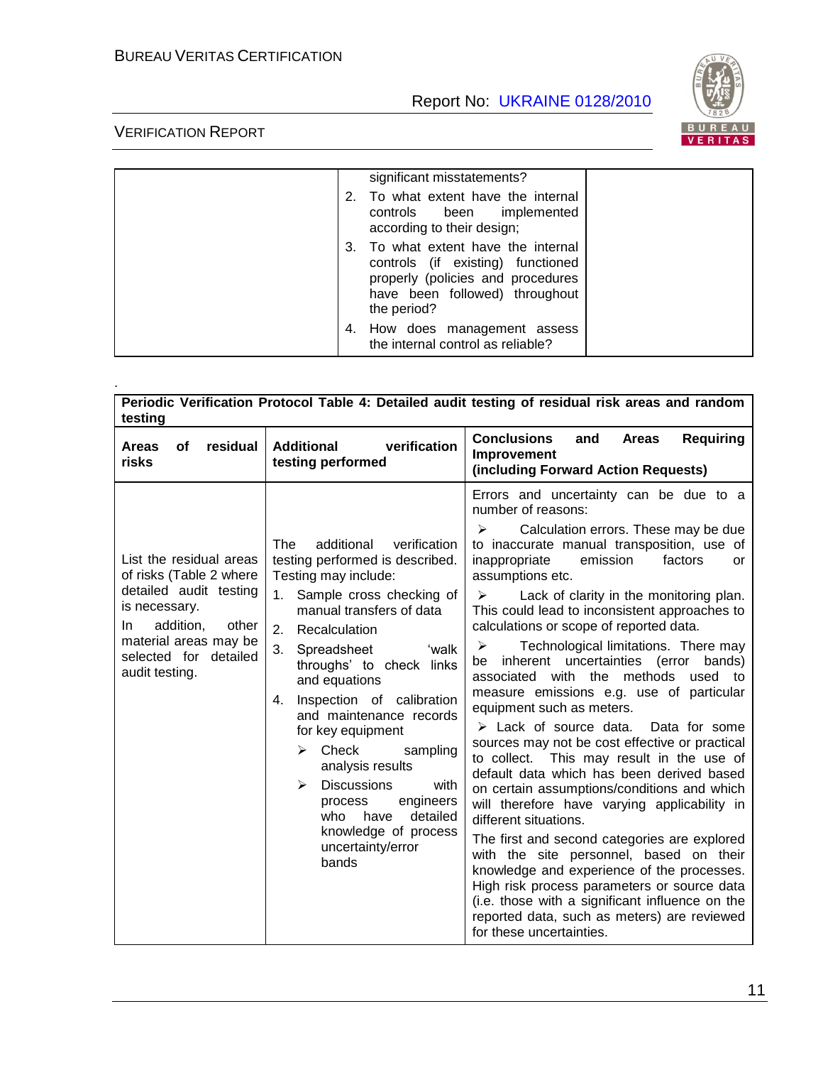| | significant misstatements?<br>2. To what extent have the internal controls been implemented according to their design;<br>3. To what extent have the internal controls (if existing) functioned properly (policies and procedures have been followed) throughout the period?<br>4. How does management assess the internal control as reliable? | |
|---|---|---|

.

| **Periodic Verification Protocol Table 4: Detailed audit testing of residual risk areas and random testing** | | |
|---|---|---|
| **Areas of residual risks** | **Additional verification testing performed** | **Conclusions and Areas Requiring Improvement (including Forward Action Requests)** |
| List the residual areas of risks (Table 2 where detailed audit testing is necessary.<br>In addition, other material areas may be selected for detailed audit testing. | The additional verification testing performed is described. Testing may include:<br>1. Sample cross checking of manual transfers of data<br>2. Recalculation<br>3. Spreadsheet 'walk throughs' to check links and equations<br>4. Inspection of calibration and maintenance records for key equipment<br>➢ Check sampling analysis results<br>➢ Discussions with process engineers who have detailed knowledge of process uncertainty/error bands | Errors and uncertainty can be due to a number of reasons:<br>➢ Calculation errors. These may be due to inaccurate manual transposition, use of inappropriate emission factors or assumptions etc.<br>➢ Lack of clarity in the monitoring plan. This could lead to inconsistent approaches to calculations or scope of reported data.<br>➢ Technological limitations. There may be inherent uncertainties (error bands) associated with the methods used to measure emissions e.g. use of particular equipment such as meters.<br>➢ Lack of source data. Data for some sources may not be cost effective or practical to collect. This may result in the use of default data which has been derived based on certain assumptions/conditions and which will therefore have varying applicability in different situations.<br>The first and second categories are explored with the site personnel, based on their knowledge and experience of the processes. High risk process parameters or source data (i.e. those with a significant influence on the reported data, such as meters) are reviewed for these uncertainties. |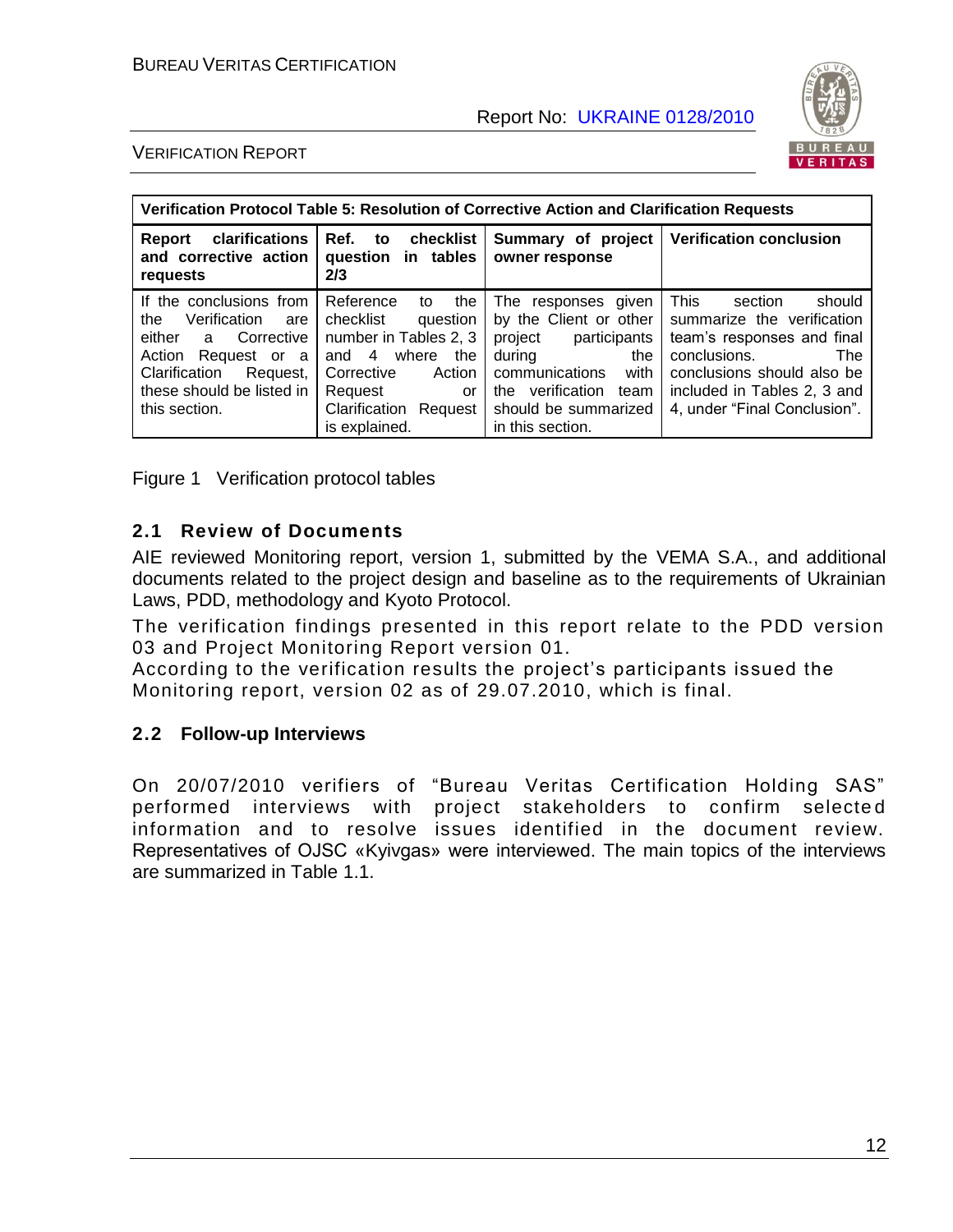| Verification Protocol Table 5: Resolution of Corrective Action and Clarification Requests | | | |
|---|---|---|---|
| **Report clarifications and corrective action requests** | **Ref. to checklist question in tables 2/3** | **Summary of project owner response** | **Verification conclusion** |
| If the conclusions from the Verification are either a Corrective Action Request or a Clarification Request, these should be listed in this section. | Reference to the checklist question number in Tables 2, 3 and 4 where the Corrective Action Request or Clarification Request is explained. | The responses given by the Client or other project participants during the communications with the verification team should be summarized in this section. | This section should summarize the verification team's responses and final conclusions. The conclusions should also be included in Tables 2, 3 and 4, under "Final Conclusion". |

Figure 1 Verification protocol tables

## 2.1 Review of Documents

AIE reviewed Monitoring report, version 1, submitted by the VEMA S.A., and additional documents related to the project design and baseline as to the requirements of Ukrainian Laws, PDD, methodology and Kyoto Protocol.

The verification findings presented in this report relate to the PDD version 03 and Project Monitoring Report version 01.

According to the verification results the project's participants issued the Monitoring report, version 02 as of 29.07.2010, which is final.

## 2.2 Follow-up Interviews

On 20/07/2010 verifiers of "Bureau Veritas Certification Holding SAS" performed interviews with project stakeholders to confirm selected information and to resolve issues identified in the document review. Representatives of OJSC «Kyivgas» were interviewed. The main topics of the interviews are summarized in Table 1.1.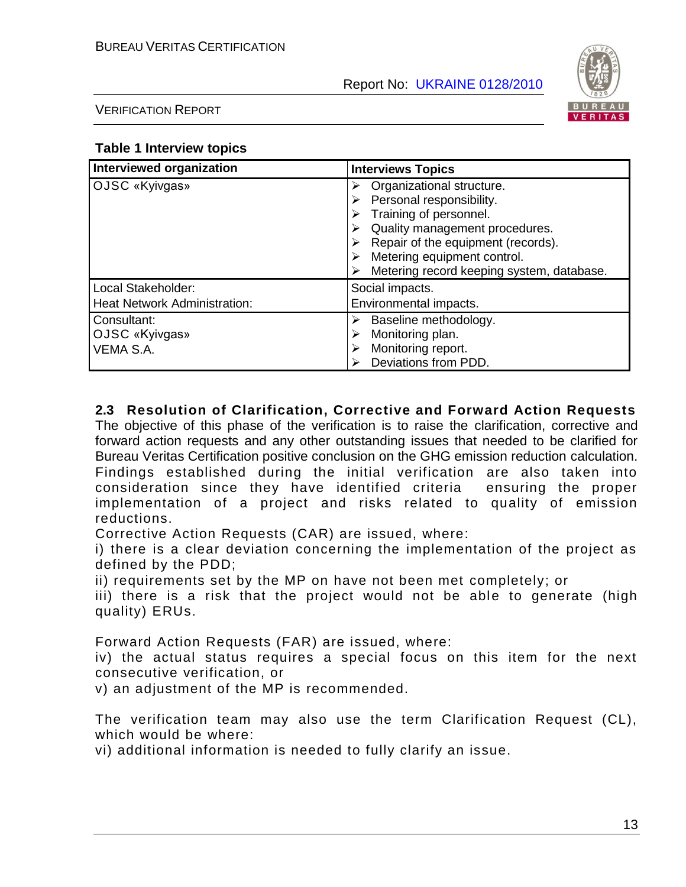**Table 1 Interview topics**

| Interviewed organization | Interviews Topics |
|---|---|
| OJSC «Kyivgas» | ➢ Organizational structure.<br>➢ Personal responsibility.<br>➢ Training of personnel.<br>➢ Quality management procedures.<br>➢ Repair of the equipment (records).<br>➢ Metering equipment control.<br>➢ Metering record keeping system, database. |
| Local Stakeholder:<br>Heat Network Administration: | Social impacts.<br>Environmental impacts. |
| Consultant:<br>OJSC «Kyivgas»<br>VEMA S.A. | ➢ Baseline methodology.<br>➢ Monitoring plan.<br>➢ Monitoring report.<br>➢ Deviations from PDD. |

## 2.3 Resolution of Clarification, Corrective and Forward Action Requests

The objective of this phase of the verification is to raise the clarification, corrective and forward action requests and any other outstanding issues that needed to be clarified for Bureau Veritas Certification positive conclusion on the GHG emission reduction calculation. Findings established during the initial verification are also taken into consideration since they have identified criteria ensuring the proper implementation of a project and risks related to quality of emission reductions.

Corrective Action Requests (CAR) are issued, where:

i) there is a clear deviation concerning the implementation of the project as defined by the PDD;

ii) requirements set by the MP on have not been met completely; or

iii) there is a risk that the project would not be able to generate (high quality) ERUs.

Forward Action Requests (FAR) are issued, where:

iv) the actual status requires a special focus on this item for the next consecutive verification, or

v) an adjustment of the MP is recommended.

The verification team may also use the term Clarification Request (CL), which would be where:

vi) additional information is needed to fully clarify an issue.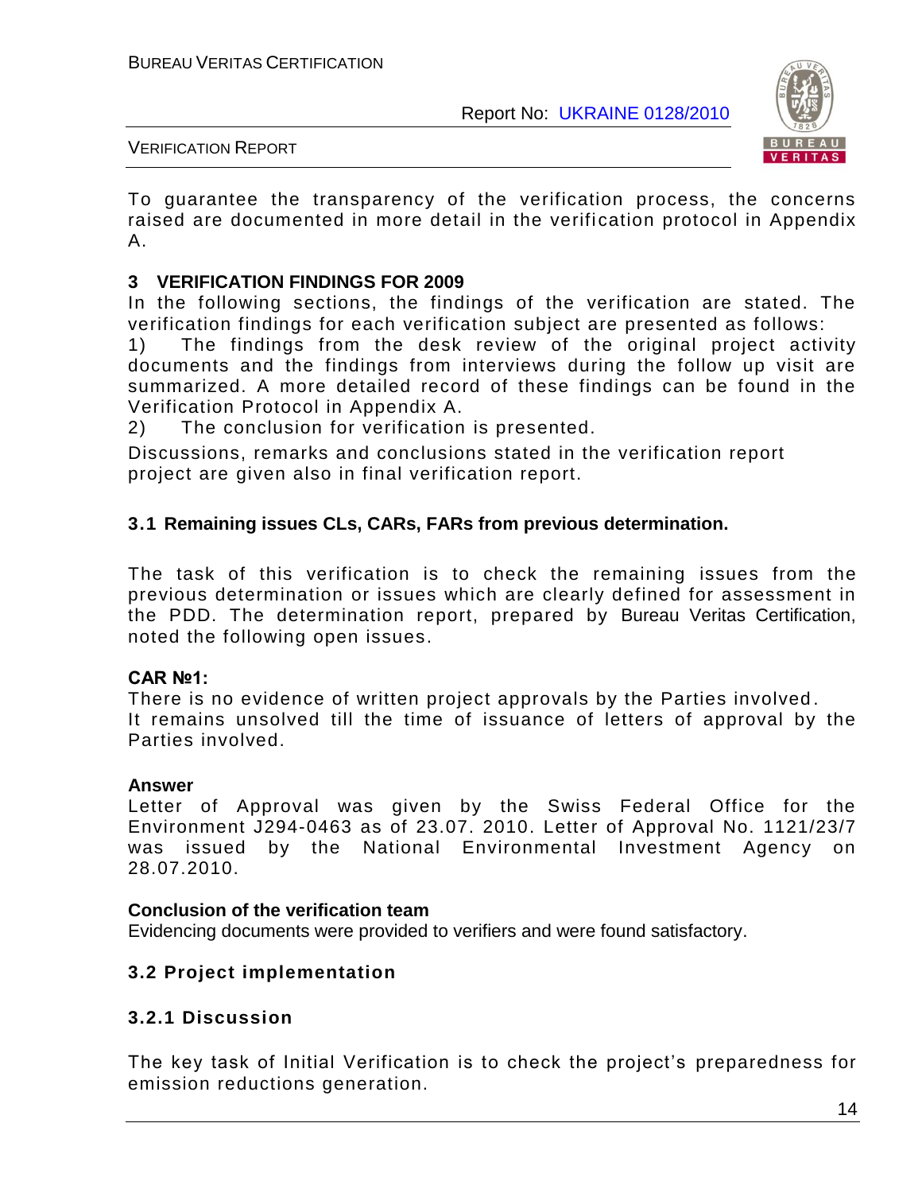To guarantee the transparency of the verification process, the concerns raised are documented in more detail in the verification protocol in Appendix A.

## 3 VERIFICATION FINDINGS FOR 2009

In the following sections, the findings of the verification are stated. The verification findings for each verification subject are presented as follows:

1) The findings from the desk review of the original project activity documents and the findings from interviews during the follow up visit are summarized. A more detailed record of these findings can be found in the Verification Protocol in Appendix A.

2) The conclusion for verification is presented.

Discussions, remarks and conclusions stated in the verification report project are given also in final verification report.

### 3.1 Remaining issues CLs, CARs, FARs from previous determination.

The task of this verification is to check the remaining issues from the previous determination or issues which are clearly defined for assessment in the PDD. The determination report, prepared by Bureau Veritas Certification, noted the following open issues.

**CAR №1:**

There is no evidence of written project approvals by the Parties involved.
It remains unsolved till the time of issuance of letters of approval by the Parties involved.

**Answer**

Letter of Approval was given by the Swiss Federal Office for the Environment J294-0463 as of 23.07. 2010. Letter of Approval No. 1121/23/7 was issued by the National Environmental Investment Agency on 28.07.2010.

**Conclusion of the verification team**

Evidencing documents were provided to verifiers and were found satisfactory.

### 3.2 Project implementation

#### 3.2.1 Discussion

The key task of Initial Verification is to check the project's preparedness for emission reductions generation.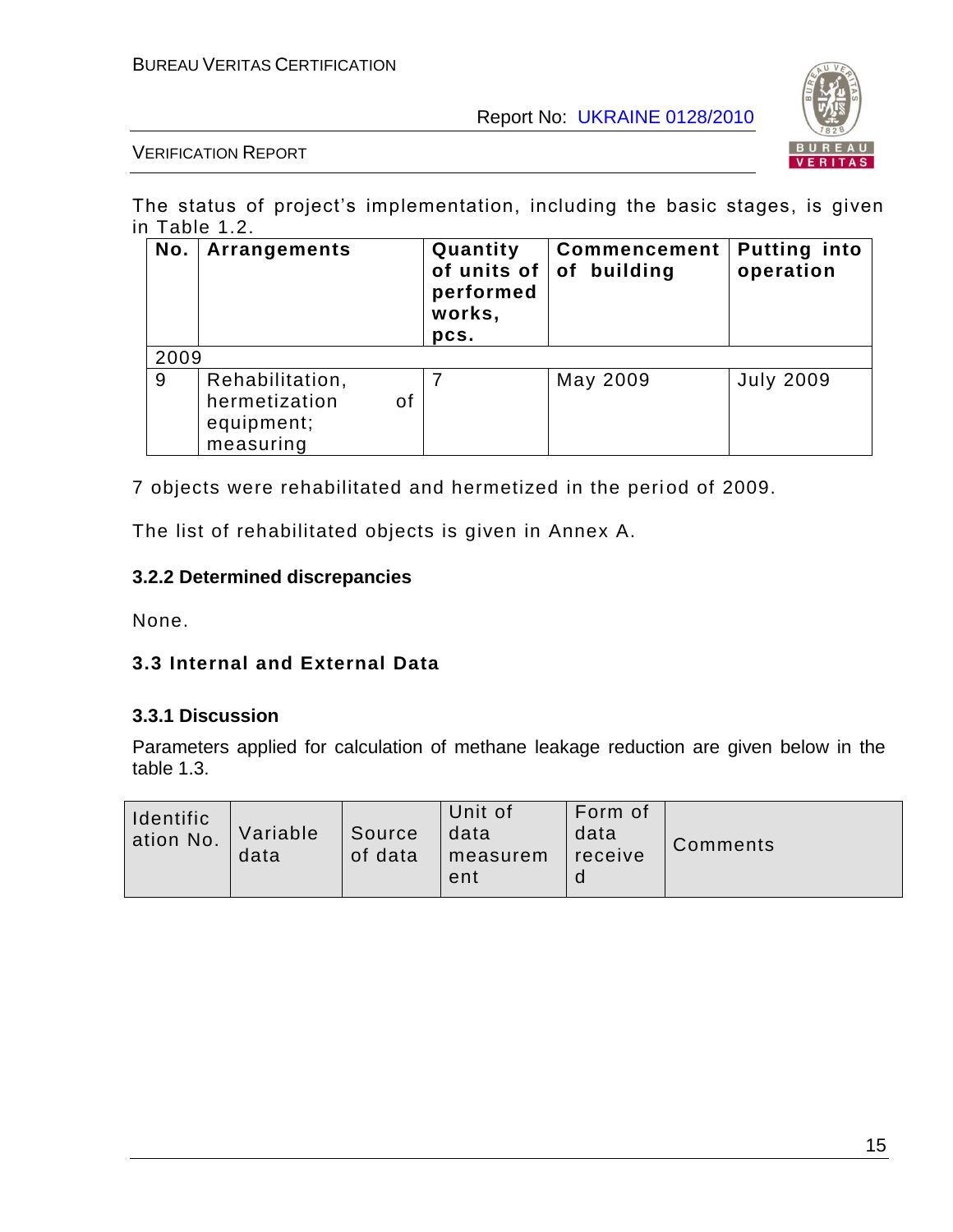The status of project's implementation, including the basic stages, is given in Table 1.2.

| No. | Arrangements | Quantity of units of performed works, pcs. | Commencement of building | Putting into operation |
|---|---|---|---|---|
| 2009 | | | | |
| 9 | Rehabilitation, hermetization of equipment; measuring | 7 | May 2009 | July 2009 |

7 objects were rehabilitated and hermetized in the period of 2009.

The list of rehabilitated objects is given in Annex A.

### 3.2.2 Determined discrepancies

None.

## 3.3 Internal and External Data

### 3.3.1 Discussion

Parameters applied for calculation of methane leakage reduction are given below in the table 1.3.

| Identification No. | Variable data | Source of data | Unit of data measurement | Form of data received | Comments |
|---|---|---|---|---|---|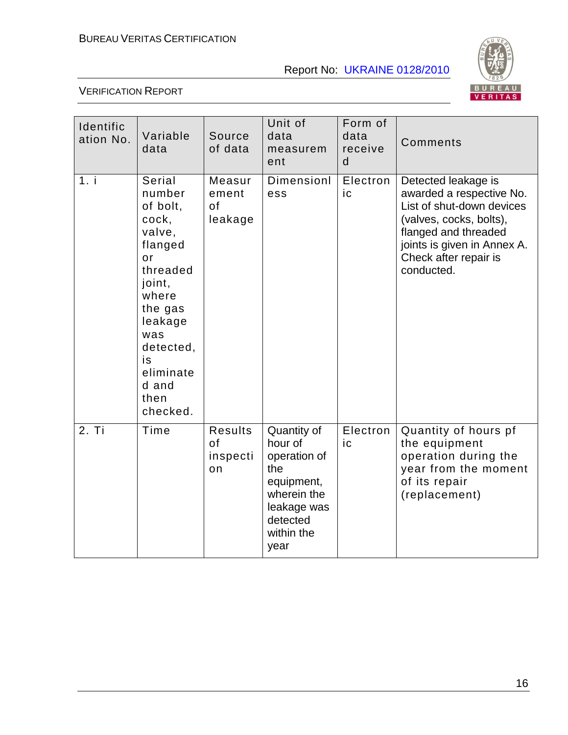| Identification No. | Variable data | Source of data | Unit of data measurement | Form of data received | Comments |
|---|---|---|---|---|---|
| 1. i | Serial number of bolt, cock, valve, flanged or threaded joint, where the gas leakage was detected, is eliminated and then checked. | Measurement of leakage | Dimensionless | Electronic | Detected leakage is awarded a respective No. List of shut-down devices (valves, cocks, bolts), flanged and threaded joints is given in Annex A. Check after repair is conducted. |
| 2. Ti | Time | Results of inspection | Quantity of hour of operation of the equipment, wherein the leakage was detected within the year | Electronic | Quantity of hours pf the equipment operation during the year from the moment of its repair (replacement) |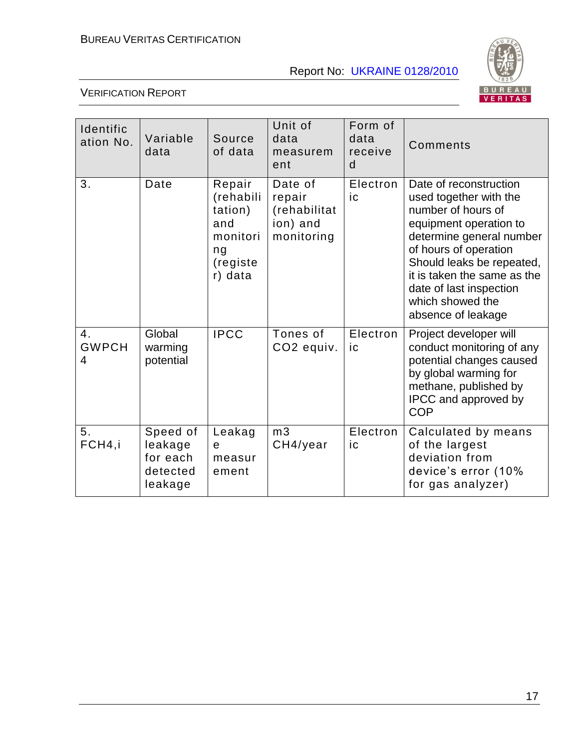| Identification No. | Variable data | Source of data | Unit of data measurement | Form of data received | Comments |
|---|---|---|---|---|---|
| 3. | Date | Repair (rehabilitation) and monitoring (register) data | Date of repair (rehabilitation) and monitoring | Electronic | Date of reconstruction used together with the number of hours of equipment operation to determine general number of hours of operation Should leaks be repeated, it is taken the same as the date of last inspection which showed the absence of leakage |
| 4. GWPCH4 | Global warming potential | IPCC | Tones of CO2 equiv. | Electronic | Project developer will conduct monitoring of any potential changes caused by global warming for methane, published by IPCC and approved by COP |
| 5. FCH4,i | Speed of leakage for each detected leakage | Leakage measurement | m3 CH4/year | Electronic | Calculated by means of the largest deviation from device's error (10% for gas analyzer) |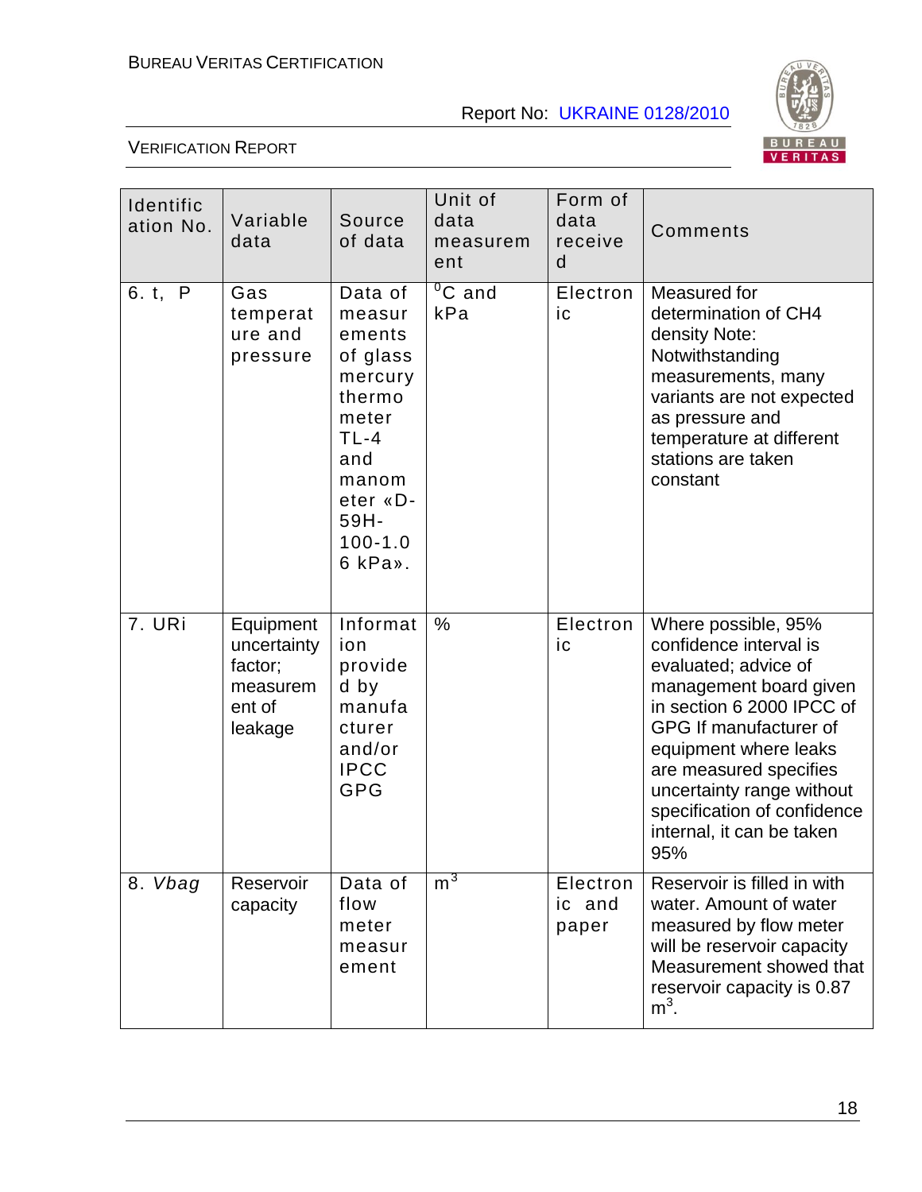| Identification No. | Variable data | Source of data | Unit of data measurement | Form of data received | Comments |
|---|---|---|---|---|---|
| 6. t, P | Gas temperature and pressure | Data of measurements of glass mercury thermometer TL-4 and manometer «D-59H-100-1.06 kPa». | $^{0}$C and kPa | Electronic | Measured for determination of CH4 density Note: Notwithstanding measurements, many variants are not expected as pressure and temperature at different stations are taken constant |
| 7. URi | Equipment uncertainty factor; measurement of leakage | Information provided by manufacturer and/or IPCC GPG | % | Electronic | Where possible, 95% confidence interval is evaluated; advice of management board given in section 6 2000 IPCC of GPG If manufacturer of equipment where leaks are measured specifies uncertainty range without specification of confidence internal, it can be taken 95% |
| 8. *Vbag* | Reservoir capacity | Data of flow meter measurement | $m^3$ | Electronic and paper | Reservoir is filled in with water. Amount of water measured by flow meter will be reservoir capacity Measurement showed that reservoir capacity is 0.87 $m^3$. |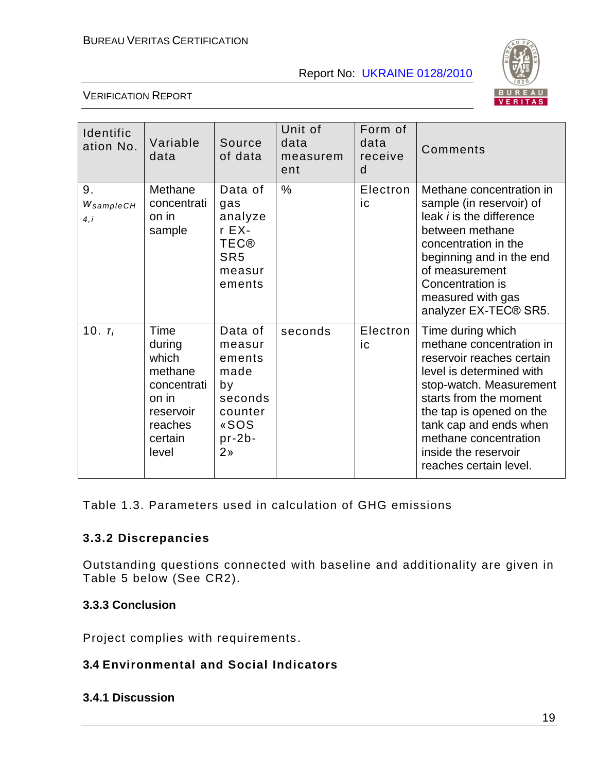| Identification No. | Variable data | Source of data | Unit of data measurement | Form of data received | Comments |
|---|---|---|---|---|---|
| 9. $w_{sampleCH4,i}$ | Methane concentration in sample | Data of gas analyzer EX-TEC® SR5 measurements | % | Electronic | Methane concentration in sample (in reservoir) of leak *i* is the difference between methane concentration in the beginning and in the end of measurement Concentration is measured with gas analyzer EX-TEC® SR5. |
| 10. $\tau_i$ | Time during which methane concentration in reservoir reaches certain level | Data of measurements made by seconds counter «SOS pr-2b-2» | seconds | Electronic | Time during which methane concentration in reservoir reaches certain level is determined with stop-watch. Measurement starts from the moment the tap is opened on the tank cap and ends when methane concentration inside the reservoir reaches certain level. |

Table 1.3. Parameters used in calculation of GHG emissions

### 3.3.2 Discrepancies

Outstanding questions connected with baseline and additionality are given in Table 5 below (See CR2).

### 3.3.3 Conclusion

Project complies with requirements.

## 3.4 Environmental and Social Indicators

### 3.4.1 Discussion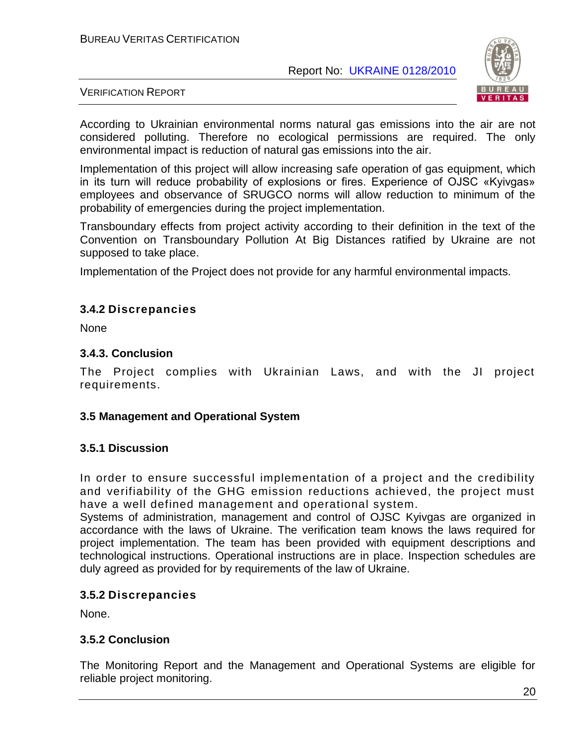According to Ukrainian environmental norms natural gas emissions into the air are not considered polluting. Therefore no ecological permissions are required. The only environmental impact is reduction of natural gas emissions into the air.

Implementation of this project will allow increasing safe operation of gas equipment, which in its turn will reduce probability of explosions or fires. Experience of OJSC «Kyivgas» employees and observance of SRUGCO norms will allow reduction to minimum of the probability of emergencies during the project implementation.

Transboundary effects from project activity according to their definition in the text of the Convention on Transboundary Pollution At Big Distances ratified by Ukraine are not supposed to take place.

Implementation of the Project does not provide for any harmful environmental impacts.

### 3.4.2 Discrepancies

None

### 3.4.3. Conclusion

The Project complies with Ukrainian Laws, and with the JI project requirements.

## 3.5 Management and Operational System

### 3.5.1 Discussion

In order to ensure successful implementation of a project and the credibility and verifiability of the GHG emission reductions achieved, the project must have a well defined management and operational system.

Systems of administration, management and control of OJSC Kyivgas are organized in accordance with the laws of Ukraine. The verification team knows the laws required for project implementation. The team has been provided with equipment descriptions and technological instructions. Operational instructions are in place. Inspection schedules are duly agreed as provided for by requirements of the law of Ukraine.

### 3.5.2 Discrepancies

None.

### 3.5.2 Conclusion

The Monitoring Report and the Management and Operational Systems are eligible for reliable project monitoring.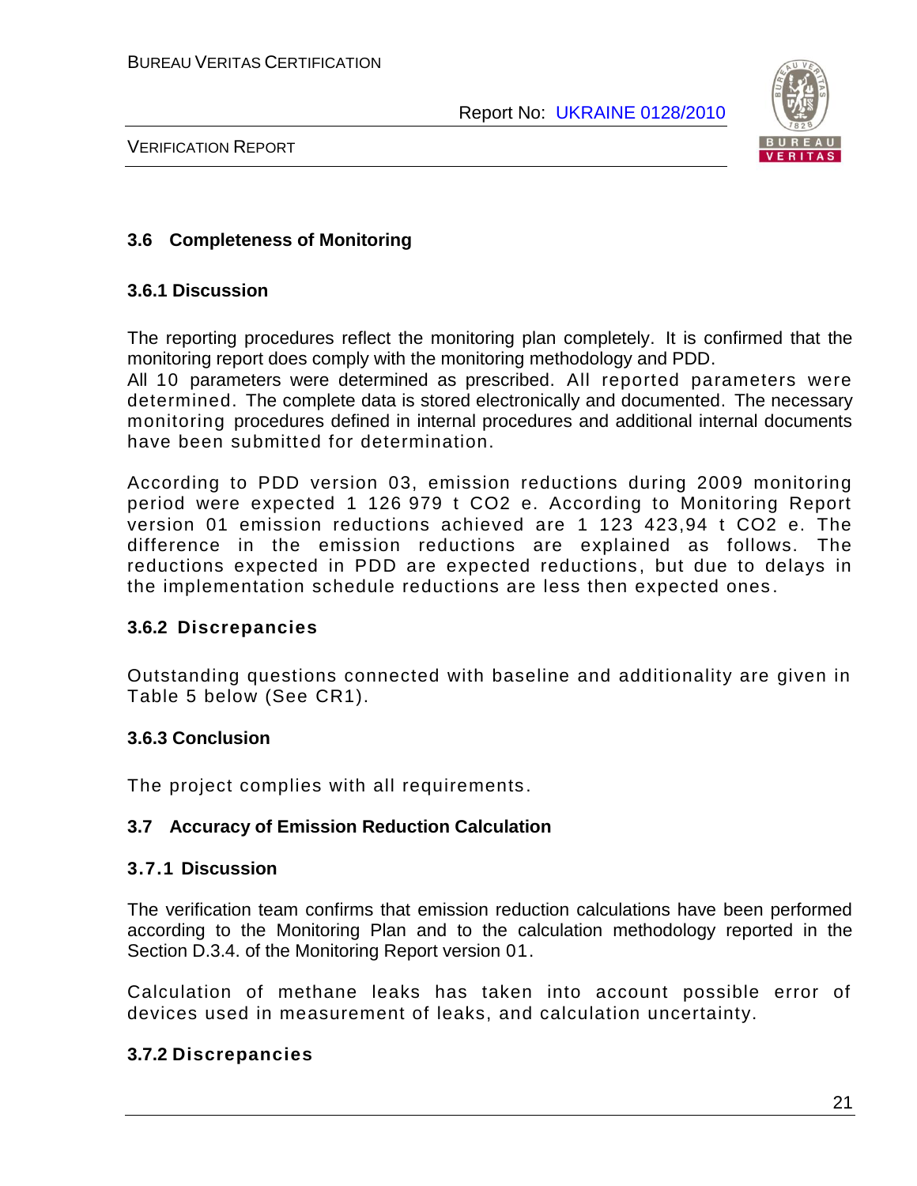### 3.6 Completeness of Monitoring

#### 3.6.1 Discussion

The reporting procedures reflect the monitoring plan completely. It is confirmed that the monitoring report does comply with the monitoring methodology and PDD.
All 10 parameters were determined as prescribed. All reported parameters were determined. The complete data is stored electronically and documented. The necessary monitoring procedures defined in internal procedures and additional internal documents have been submitted for determination.

According to PDD version 03, emission reductions during 2009 monitoring period were expected 1 126 979 t CO2 e. According to Monitoring Report version 01 emission reductions achieved are 1 123 423,94 t CO2 e. The difference in the emission reductions are explained as follows. The reductions expected in PDD are expected reductions, but due to delays in the implementation schedule reductions are less then expected ones.

#### 3.6.2 Discrepancies

Outstanding questions connected with baseline and additionality are given in Table 5 below (See CR1).

#### 3.6.3 Conclusion

The project complies with all requirements.

### 3.7 Accuracy of Emission Reduction Calculation

#### 3.7.1 Discussion

The verification team confirms that emission reduction calculations have been performed according to the Monitoring Plan and to the calculation methodology reported in the Section D.3.4. of the Monitoring Report version 01.

Calculation of methane leaks has taken into account possible error of devices used in measurement of leaks, and calculation uncertainty.

#### 3.7.2 Discrepancies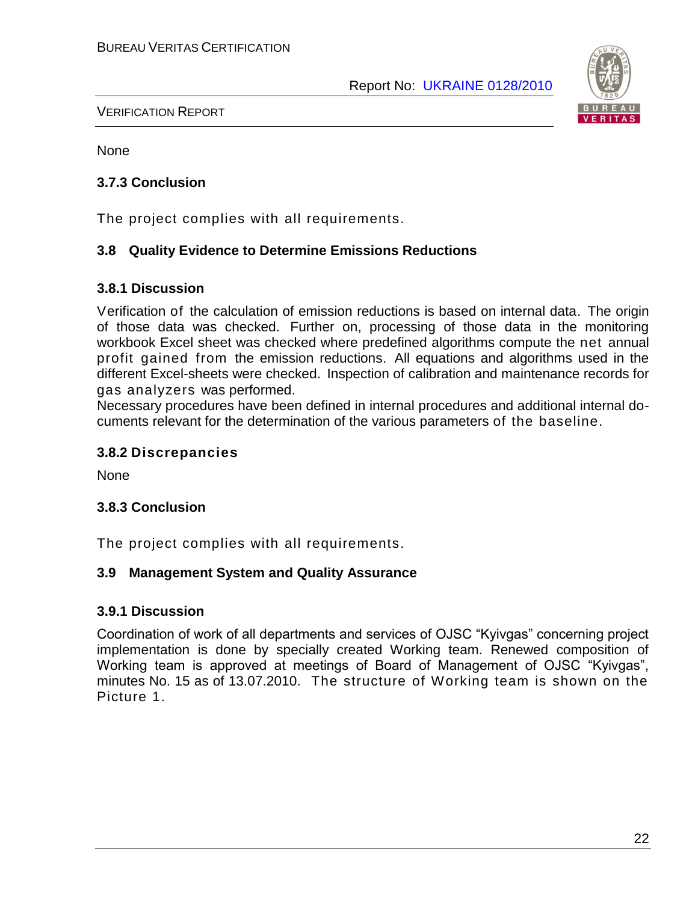None

### 3.7.3 Conclusion

The project complies with all requirements.

### 3.8 Quality Evidence to Determine Emissions Reductions

### 3.8.1 Discussion

Verification of the calculation of emission reductions is based on internal data. The origin of those data was checked. Further on, processing of those data in the monitoring workbook Excel sheet was checked where predefined algorithms compute the net annual profit gained from the emission reductions. All equations and algorithms used in the different Excel-sheets were checked. Inspection of calibration and maintenance records for gas analyzers was performed.
Necessary procedures have been defined in internal procedures and additional internal documents relevant for the determination of the various parameters of the baseline.

### 3.8.2 Discrepancies

None

### 3.8.3 Conclusion

The project complies with all requirements.

### 3.9 Management System and Quality Assurance

### 3.9.1 Discussion

Coordination of work of all departments and services of OJSC "Kyivgas" concerning project implementation is done by specially created Working team. Renewed composition of Working team is approved at meetings of Board of Management of OJSC "Kyivgas", minutes No. 15 as of 13.07.2010. The structure of Working team is shown on the Picture 1.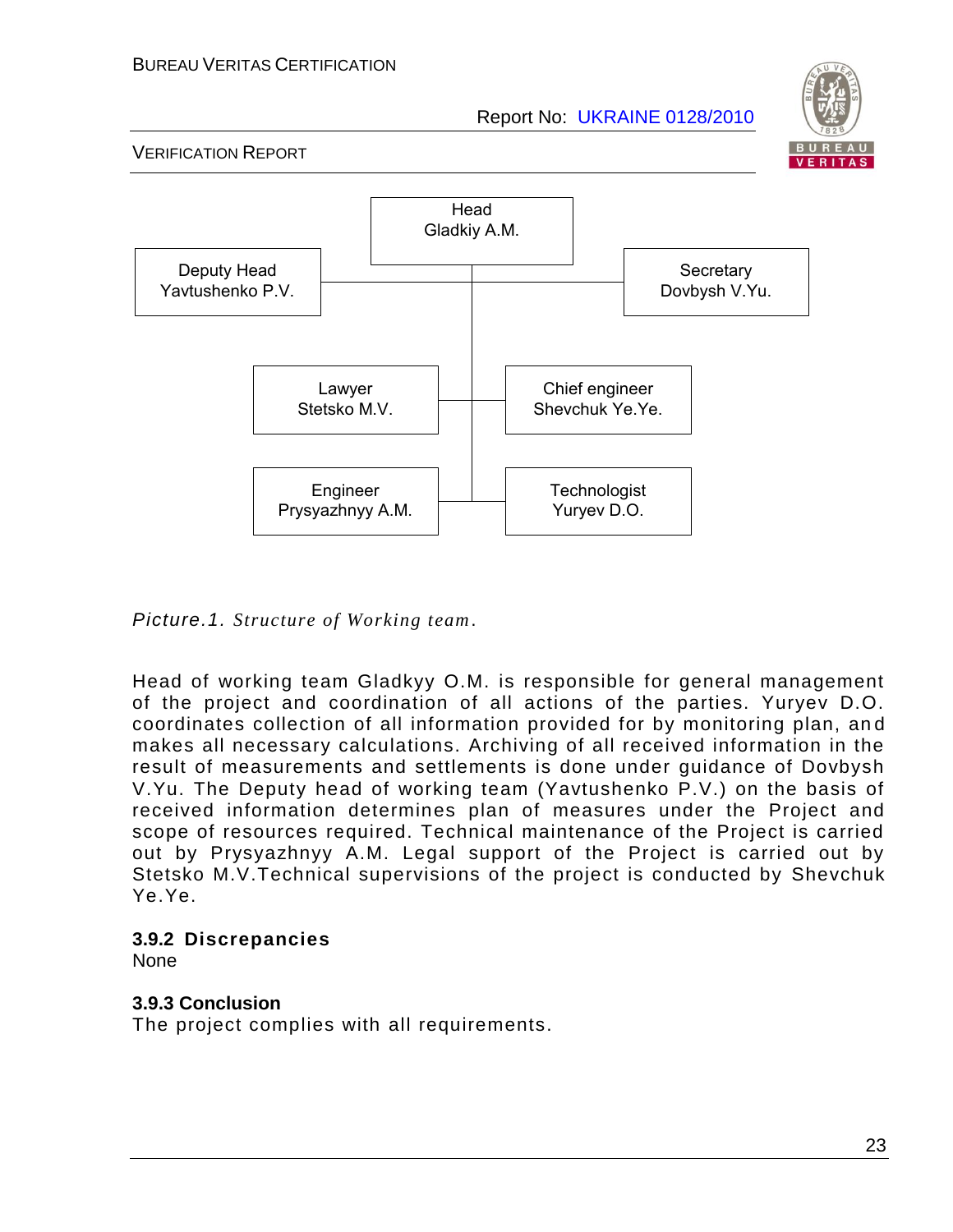Head
Gladkiy A.M.

Deputy Head
Yavtushenko P.V.

Secretary
Dovbysh V.Yu.

Lawyer
Stetsko M.V.

Chief engineer
Shevchuk Ye.Ye.

Engineer
Prysyazhnyy A.M.

Technologist
Yuryev D.O.

*Picture.1. Structure of Working team.*

Head of working team Gladkyy O.M. is responsible for general management of the project and coordination of all actions of the parties. Yuryev D.O. coordinates collection of all information provided for by monitoring plan, and makes all necessary calculations. Archiving of all received information in the result of measurements and settlements is done under guidance of Dovbysh V.Yu. The Deputy head of working team (Yavtushenko P.V.) on the basis of received information determines plan of measures under the Project and scope of resources required. Technical maintenance of the Project is carried out by Prysyazhnyy A.M. Legal support of the Project is carried out by Stetsko M.V.Technical supervisions of the project is conducted by Shevchuk Ye.Ye.

### 3.9.2 Discrepancies

None

### 3.9.3 Conclusion

The project complies with all requirements.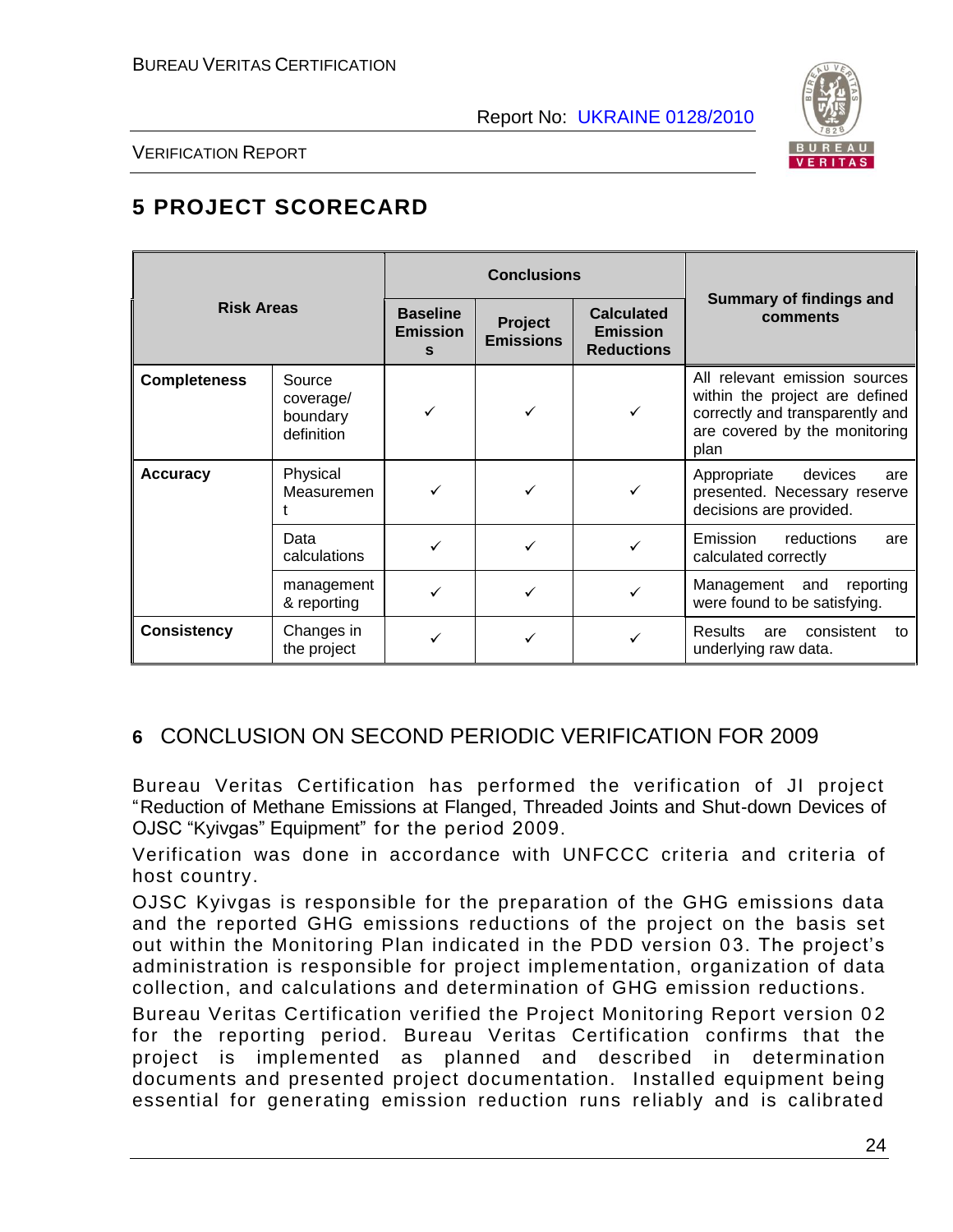# 5 PROJECT SCORECARD

| Risk Areas | | Conclusions | | | Summary of findings and comments |
|---|---|---|---|---|---|
| | | Baseline Emissions | Project Emissions | Calculated Emission Reductions | |
| **Completeness** | Source coverage/ boundary definition | ✓ | ✓ | ✓ | All relevant emission sources within the project are defined correctly and transparently and are covered by the monitoring plan |
| **Accuracy** | Physical Measurement | ✓ | ✓ | ✓ | Appropriate devices are presented. Necessary reserve decisions are provided. |
| | Data calculations | ✓ | ✓ | ✓ | Emission reductions are calculated correctly |
| | management & reporting | ✓ | ✓ | ✓ | Management and reporting were found to be satisfying. |
| **Consistency** | Changes in the project | ✓ | ✓ | ✓ | Results are consistent to underlying raw data. |

## 6 CONCLUSION ON SECOND PERIODIC VERIFICATION FOR 2009

Bureau Veritas Certification has performed the verification of JI project "Reduction of Methane Emissions at Flanged, Threaded Joints and Shut-down Devices of OJSC "Kyivgas" Equipment" for the period 2009.

Verification was done in accordance with UNFCCC criteria and criteria of host country.

OJSC Kyivgas is responsible for the preparation of the GHG emissions data and the reported GHG emissions reductions of the project on the basis set out within the Monitoring Plan indicated in the PDD version 03. The project's administration is responsible for project implementation, organization of data collection, and calculations and determination of GHG emission reductions.

Bureau Veritas Certification verified the Project Monitoring Report version 02 for the reporting period. Bureau Veritas Certification confirms that the project is implemented as planned and described in determination documents and presented project documentation. Installed equipment being essential for generating emission reduction runs reliably and is calibrated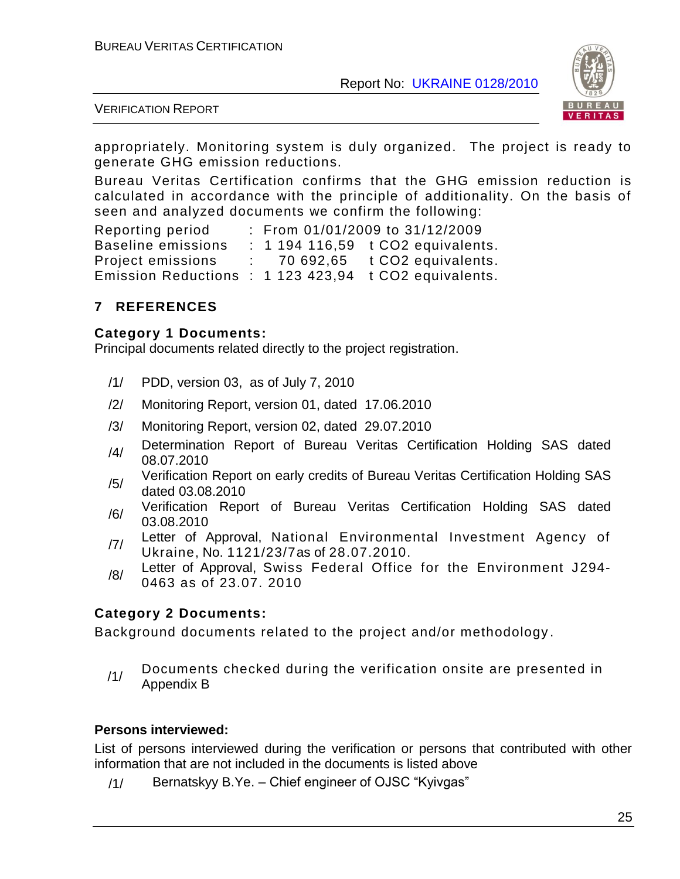appropriately. Monitoring system is duly organized. The project is ready to generate GHG emission reductions.

Bureau Veritas Certification confirms that the GHG emission reduction is calculated in accordance with the principle of additionality. On the basis of seen and analyzed documents we confirm the following:

| | | | |
|---|---|---|---|
| Reporting period | : | From 01/01/2009 to 31/12/2009 | |
| Baseline emissions | : | 1 194 116,59 | t CO2 equivalents. |
| Project emissions | : | 70 692,65 | t CO2 equivalents. |
| Emission Reductions | : | 1 123 423,94 | t CO2 equivalents. |

## 7 REFERENCES

### Category 1 Documents:

Principal documents related directly to the project registration.

/1/ PDD, version 03, as of July 7, 2010

/2/ Monitoring Report, version 01, dated 17.06.2010

/3/ Monitoring Report, version 02, dated 29.07.2010

/4/ Determination Report of Bureau Veritas Certification Holding SAS dated 08.07.2010

/5/ Verification Report on early credits of Bureau Veritas Certification Holding SAS dated 03.08.2010

/6/ Verification Report of Bureau Veritas Certification Holding SAS dated 03.08.2010

/7/ Letter of Approval, National Environmental Investment Agency of Ukraine, No. 1121/23/7as of 28.07.2010.

/8/ Letter of Approval, Swiss Federal Office for the Environment J294-0463 as of 23.07. 2010

### Category 2 Documents:

Background documents related to the project and/or methodology.

/1/ Documents checked during the verification onsite are presented in Appendix B

### Persons interviewed:

List of persons interviewed during the verification or persons that contributed with other information that are not included in the documents is listed above

/1/ Bernatskyy B.Ye. – Chief engineer of OJSC "Kyivgas"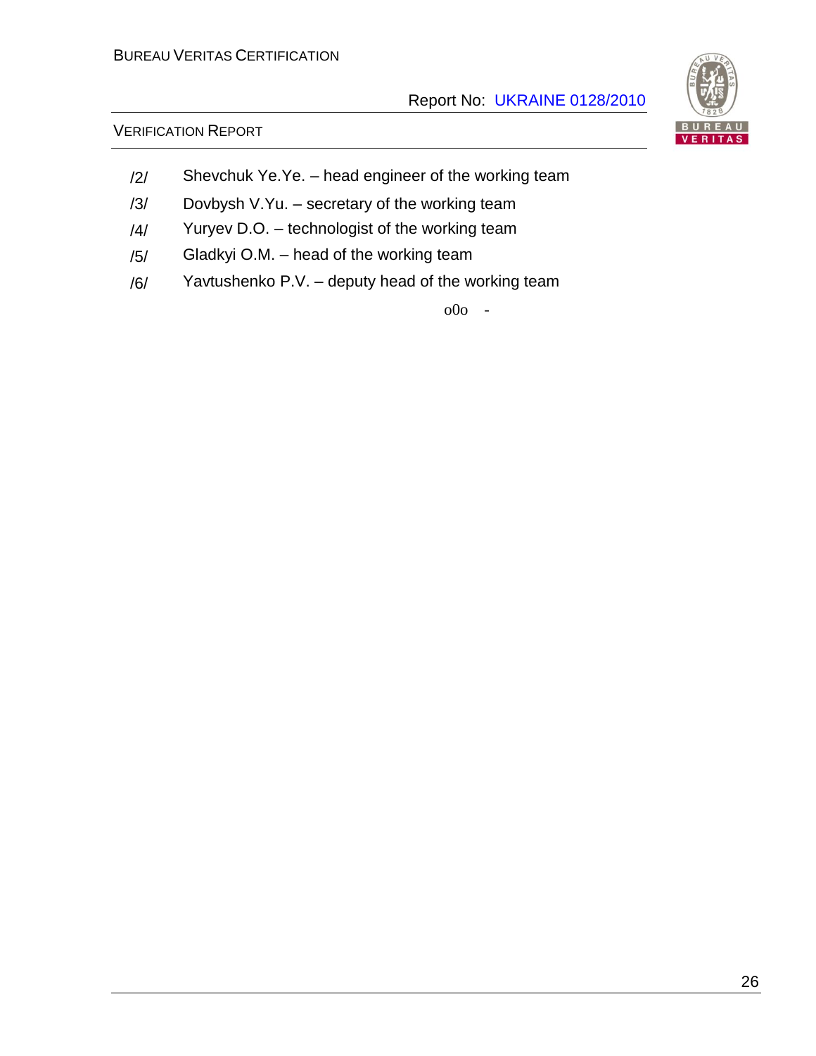/2/ Shevchuk Ye.Ye. – head engineer of the working team

/3/ Dovbysh V.Yu. – secretary of the working team

/4/ Yuryev D.O. – technologist of the working team

/5/ Gladkyi O.M. – head of the working team

/6/ Yavtushenko P.V. – deputy head of the working team

o0o -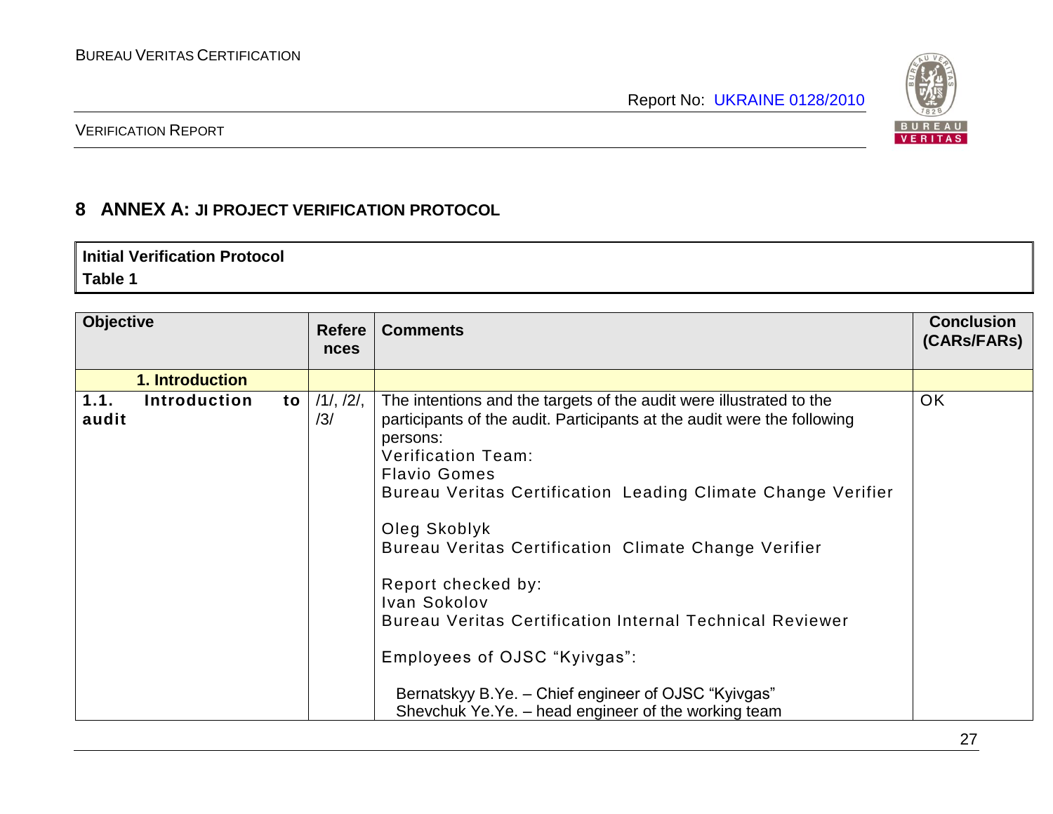# 8 ANNEX A: JI PROJECT VERIFICATION PROTOCOL

| Initial Verification Protocol<br>Table 1 |
|---|

| Objective | References | Comments | Conclusion (CARs/FARs) |
|---|---|---|---|
| **1. Introduction** | | | |
| **1.1. Introduction to audit** | /1/, /2/, /3/ | The intentions and the targets of the audit were illustrated to the participants of the audit. Participants at the audit were the following persons:<br>Verification Team:<br>Flavio Gomes<br>Bureau Veritas Certification Leading Climate Change Verifier<br><br>Oleg Skoblyk<br>Bureau Veritas Certification Climate Change Verifier<br><br>Report checked by:<br>Ivan Sokolov<br>Bureau Veritas Certification Internal Technical Reviewer<br><br>Employees of OJSC "Kyivgas":<br><br>Bernatskyy B.Ye. – Chief engineer of OJSC "Kyivgas"<br>Shevchuk Ye.Ye. – head engineer of the working team | OK |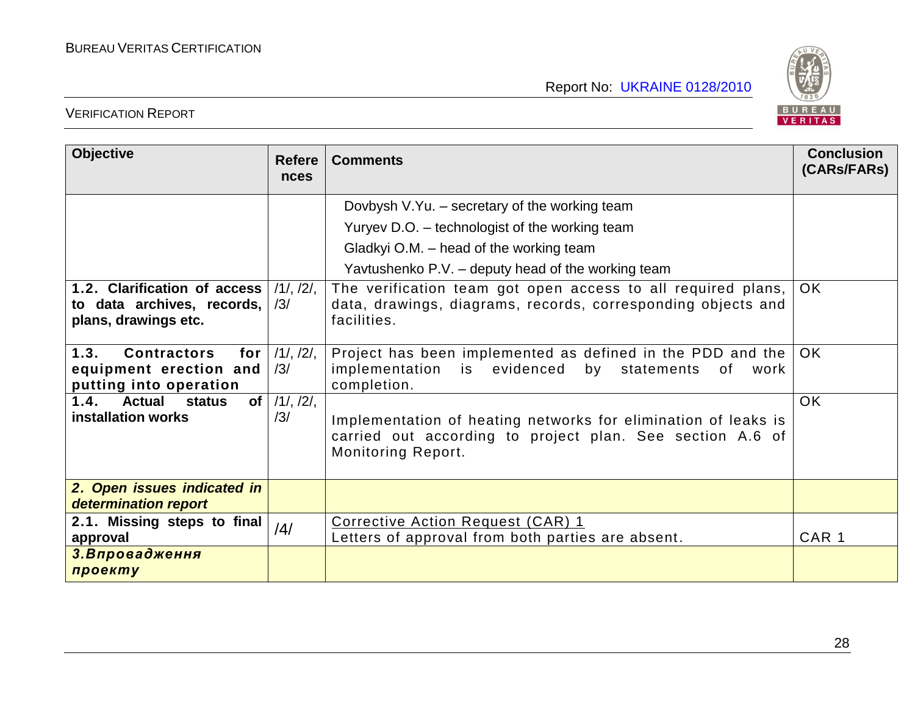| Objective | References | Comments | Conclusion (CARs/FARs) |
|---|---|---|---|
| | | Dovbysh V.Yu. – secretary of the working team<br>Yuryev D.O. – technologist of the working team<br>Gladkyi O.M. – head of the working team<br>Yavtushenko P.V. – deputy head of the working team | |
| **1.2. Clarification of access to data archives, records, plans, drawings etc.** | /1/, /2/, /3/ | The verification team got open access to all required plans, data, drawings, diagrams, records, corresponding objects and facilities. | OK |
| **1.3. Contractors for equipment erection and putting into operation** | /1/, /2/, /3/ | Project has been implemented as defined in the PDD and the implementation is evidenced by statements of work completion. | OK |
| **1.4. Actual status of installation works** | /1/, /2/, /3/ | Implementation of heating networks for elimination of leaks is carried out according to project plan. See section A.6 of Monitoring Report. | OK |
| ***2. Open issues indicated in determination report*** | | | |
| **2.1. Missing steps to final approval** | /4/ | Corrective Action Request (CAR) 1<br>Letters of approval from both parties are absent. | CAR 1 |
| ***3.Впровадження проекту*** | | | |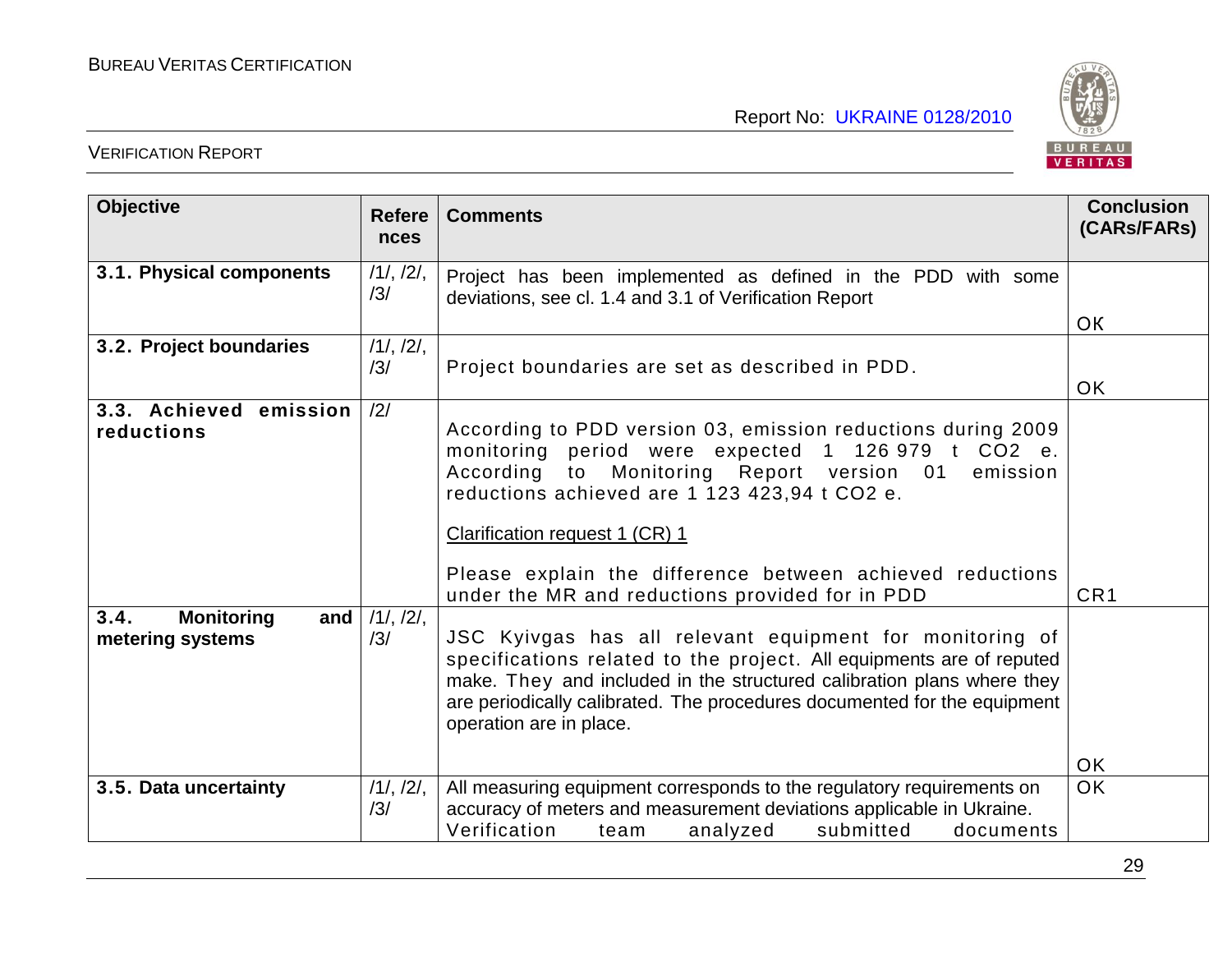| Objective | References | Comments | Conclusion (CARs/FARs) |
|---|---|---|---|
| **3.1. Physical components** | /1/, /2/, /3/ | Project has been implemented as defined in the PDD with some deviations, see cl. 1.4 and 3.1 of Verification Report | OK |
| **3.2. Project boundaries** | /1/, /2/, /3/ | Project boundaries are set as described in PDD. | OK |
| **3.3. Achieved emission reductions** | /2/ | According to PDD version 03, emission reductions during 2009 monitoring period were expected 1 126 979 t CO2 e. According to Monitoring Report version 01 emission reductions achieved are 1 123 423,94 t CO2 e.<br><br><u>Clarification request 1 (CR) 1</u><br><br>Please explain the difference between achieved reductions under the MR and reductions provided for in PDD | CR1 |
| **3.4. Monitoring and metering systems** | /1/, /2/, /3/ | JSC Kyivgas has all relevant equipment for monitoring of specifications related to the project. All equipments are of reputed make. They and included in the structured calibration plans where they are periodically calibrated. The procedures documented for the equipment operation are in place. | OK |
| **3.5. Data uncertainty** | /1/, /2/, /3/ | All measuring equipment corresponds to the regulatory requirements on accuracy of meters and measurement deviations applicable in Ukraine. Verification team analyzed submitted documents | OK |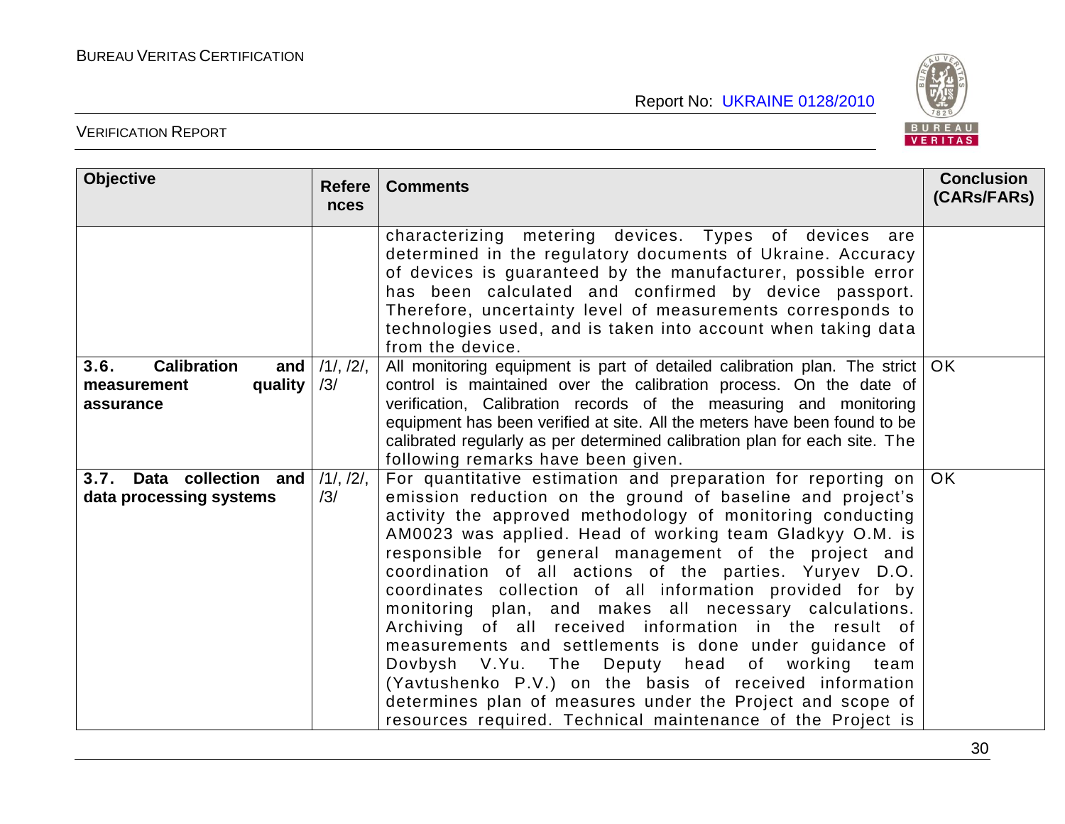| Objective | References | Comments | Conclusion (CARs/FARs) |
|---|---|---|---|
| | | characterizing metering devices. Types of devices are determined in the regulatory documents of Ukraine. Accuracy of devices is guaranteed by the manufacturer, possible error has been calculated and confirmed by device passport. Therefore, uncertainty level of measurements corresponds to technologies used, and is taken into account when taking data from the device. | |
| **3.6. Calibration and measurement quality assurance** | /1/, /2/, /3/ | All monitoring equipment is part of detailed calibration plan. The strict control is maintained over the calibration process. On the date of verification, Calibration records of the measuring and monitoring equipment has been verified at site. All the meters have been found to be calibrated regularly as per determined calibration plan for each site. The following remarks have been given. | OK |
| **3.7. Data collection and data processing systems** | /1/, /2/, /3/ | For quantitative estimation and preparation for reporting on emission reduction on the ground of baseline and project's activity the approved methodology of monitoring conducting AM0023 was applied. Head of working team Gladkyy O.M. is responsible for general management of the project and coordination of all actions of the parties. Yuryev D.O. coordinates collection of all information provided for by monitoring plan, and makes all necessary calculations. Archiving of all received information in the result of measurements and settlements is done under guidance of Dovbysh V.Yu. The Deputy head of working team (Yavtushenko P.V.) on the basis of received information determines plan of measures under the Project and scope of resources required. Technical maintenance of the Project is | OK |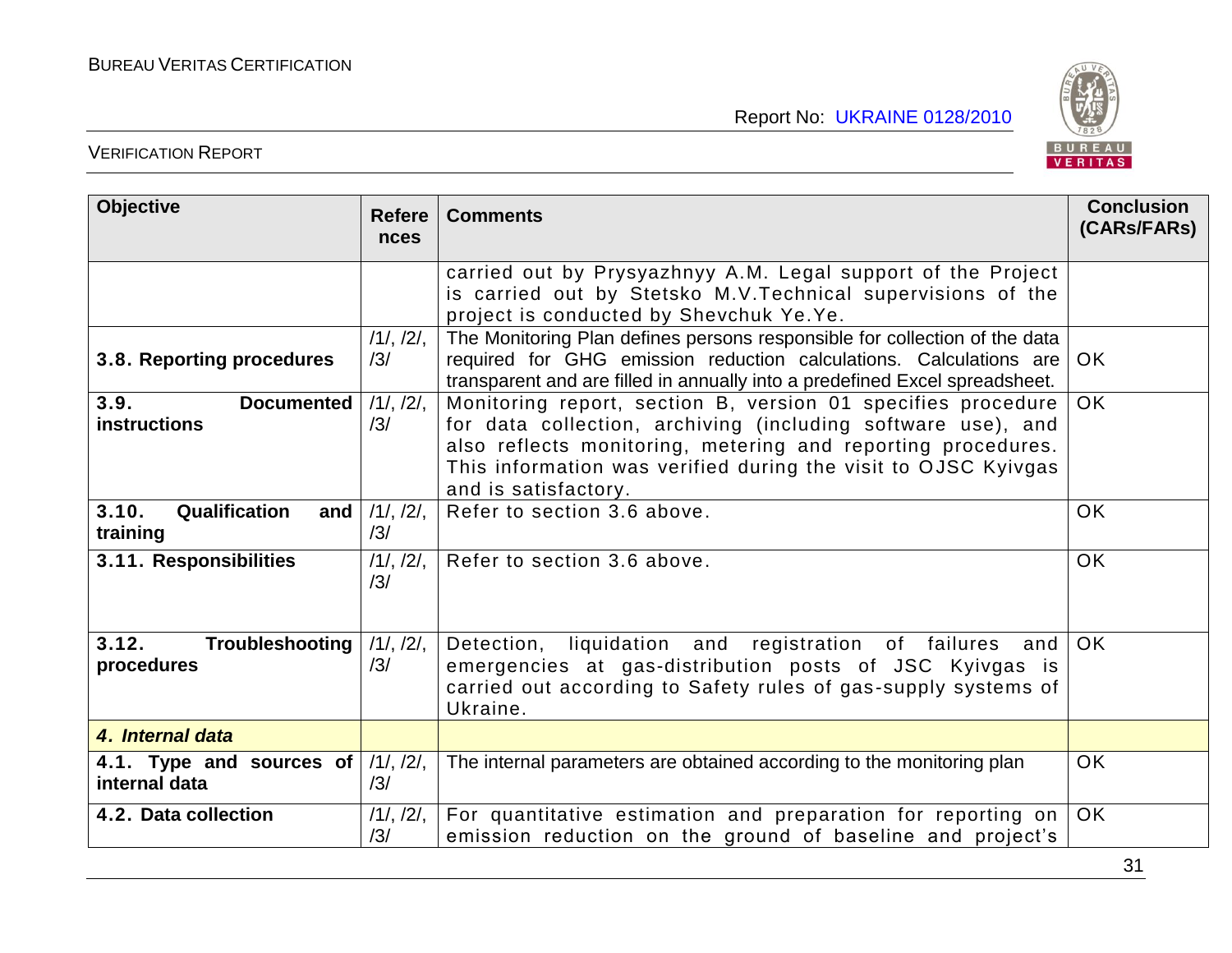| Objective | References | Comments | Conclusion (CARs/FARs) |
|---|---|---|---|
| | | carried out by Prysyazhnyy A.M. Legal support of the Project is carried out by Stetsko M.V.Technical supervisions of the project is conducted by Shevchuk Ye.Ye. | |
| **3.8. Reporting procedures** | /1/, /2/, /3/ | The Monitoring Plan defines persons responsible for collection of the data required for GHG emission reduction calculations. Calculations are transparent and are filled in annually into a predefined Excel spreadsheet. | OK |
| **3.9. Documented instructions** | /1/, /2/, /3/ | Monitoring report, section B, version 01 specifies procedure for data collection, archiving (including software use), and also reflects monitoring, metering and reporting procedures. This information was verified during the visit to OJSC Kyivgas and is satisfactory. | OK |
| **3.10. Qualification and training** | /1/, /2/, /3/ | Refer to section 3.6 above. | OK |
| **3.11. Responsibilities** | /1/, /2/, /3/ | Refer to section 3.6 above. | OK |
| **3.12. Troubleshooting procedures** | /1/, /2/, /3/ | Detection, liquidation and registration of failures and emergencies at gas-distribution posts of JSC Kyivgas is carried out according to Safety rules of gas-supply systems of Ukraine. | OK |
| ***4. Internal data*** | | | |
| **4.1. Type and sources of internal data** | /1/, /2/, /3/ | The internal parameters are obtained according to the monitoring plan | OK |
| **4.2. Data collection** | /1/, /2/, /3/ | For quantitative estimation and preparation for reporting on emission reduction on the ground of baseline and project's | OK |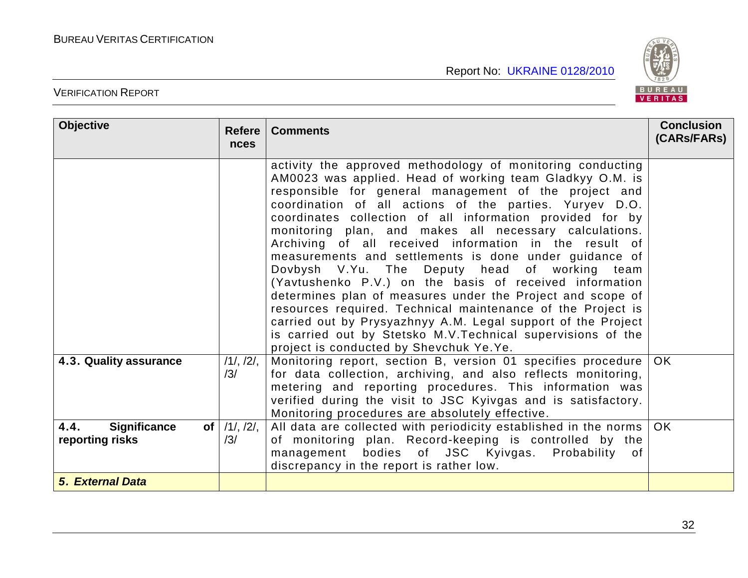| Objective | References | Comments | Conclusion (CARs/FARs) |
|---|---|---|---|
| | | activity the approved methodology of monitoring conducting AM0023 was applied. Head of working team Gladkyy O.M. is responsible for general management of the project and coordination of all actions of the parties. Yuryev D.O. coordinates collection of all information provided for by monitoring plan, and makes all necessary calculations. Archiving of all received information in the result of measurements and settlements is done under guidance of Dovbysh V.Yu. The Deputy head of working team (Yavtushenko P.V.) on the basis of received information determines plan of measures under the Project and scope of resources required. Technical maintenance of the Project is carried out by Prysyazhnyy A.M. Legal support of the Project is carried out by Stetsko M.V.Technical supervisions of the project is conducted by Shevchuk Ye.Ye. | |
| **4.3. Quality assurance** | /1/, /2/, /3/ | Monitoring report, section B, version 01 specifies procedure for data collection, archiving, and also reflects monitoring, metering and reporting procedures. This information was verified during the visit to JSC Kyivgas and is satisfactory. Monitoring procedures are absolutely effective. | OK |
| **4.4. Significance of reporting risks** | /1/, /2/, /3/ | All data are collected with periodicity established in the norms of monitoring plan. Record-keeping is controlled by the management bodies of JSC Kyivgas. Probability of discrepancy in the report is rather low. | OK |
| ***5. External Data*** | | | |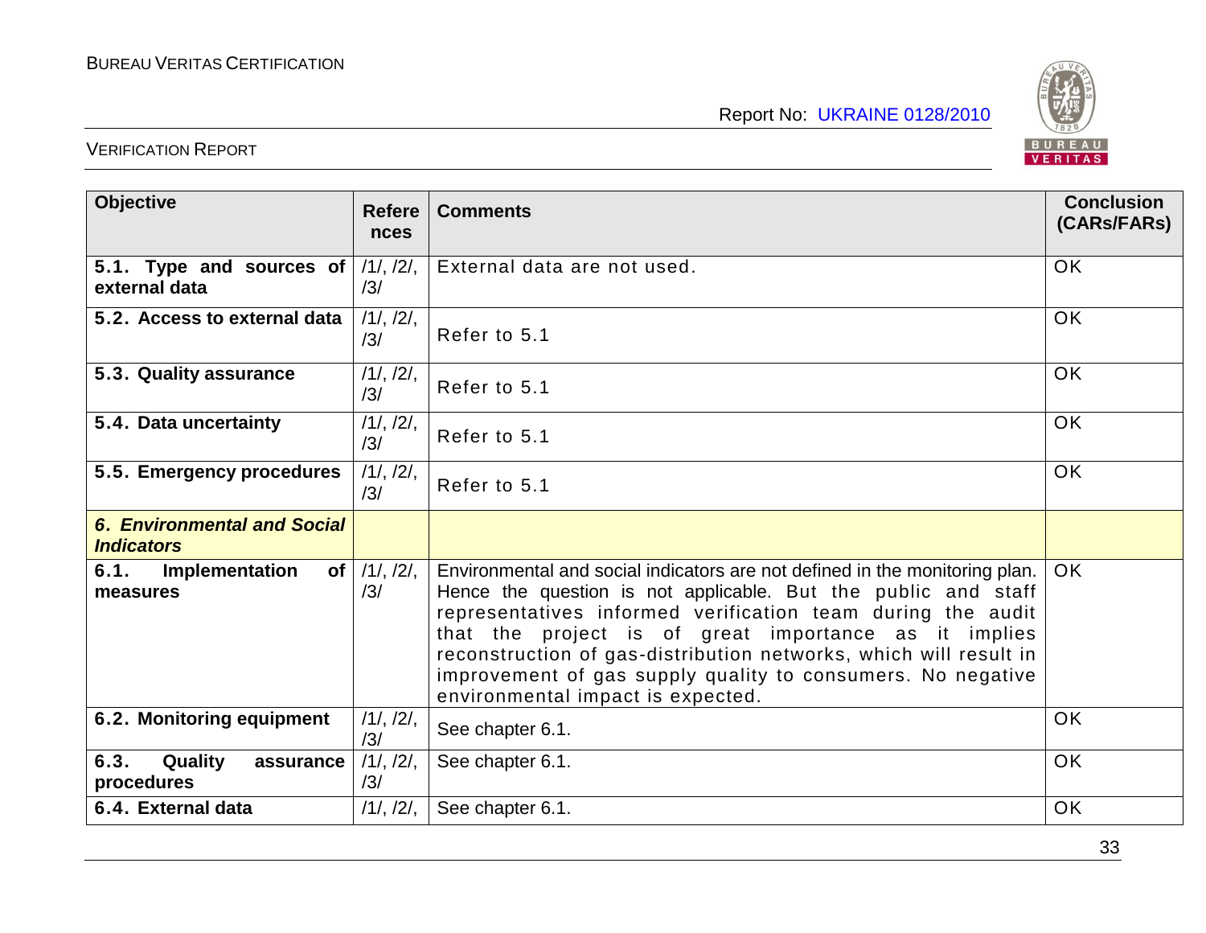| Objective | References | Comments | Conclusion (CARs/FARs) |
|---|---|---|---|
| **5.1. Type and sources of external data** | /1/, /2/, /3/ | External data are not used. | OK |
| **5.2. Access to external data** | /1/, /2/, /3/ | Refer to 5.1 | OK |
| **5.3. Quality assurance** | /1/, /2/, /3/ | Refer to 5.1 | OK |
| **5.4. Data uncertainty** | /1/, /2/, /3/ | Refer to 5.1 | OK |
| **5.5. Emergency procedures** | /1/, /2/, /3/ | Refer to 5.1 | OK |
| ***6. Environmental and Social Indicators*** | | | |
| **6.1. Implementation of measures** | /1/, /2/, /3/ | Environmental and social indicators are not defined in the monitoring plan. Hence the question is not applicable. But the public and staff representatives informed verification team during the audit that the project is of great importance as it implies reconstruction of gas-distribution networks, which will result in improvement of gas supply quality to consumers. No negative environmental impact is expected. | OK |
| **6.2. Monitoring equipment** | /1/, /2/, /3/ | See chapter 6.1. | OK |
| **6.3. Quality assurance procedures** | /1/, /2/, /3/ | See chapter 6.1. | OK |
| **6.4. External data** | /1/, /2/, | See chapter 6.1. | OK |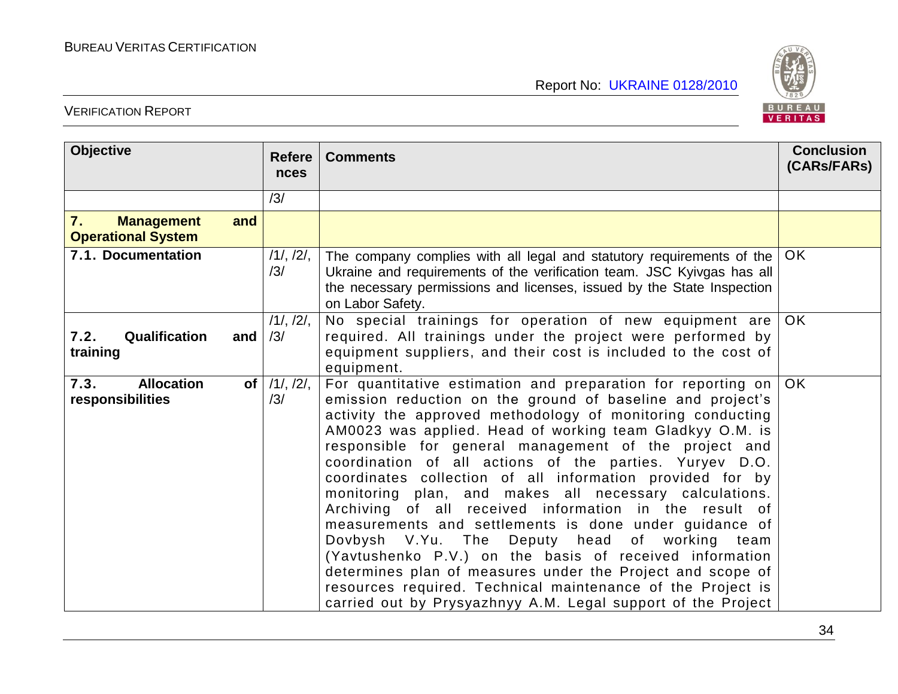| Objective | References | Comments | Conclusion (CARs/FARs) |
|---|---|---|---|
| | /3/ | | |
| **7. Management and Operational System** | | | |
| **7.1. Documentation** | /1/, /2/, /3/ | The company complies with all legal and statutory requirements of the Ukraine and requirements of the verification team. JSC Kyivgas has all the necessary permissions and licenses, issued by the State Inspection on Labor Safety. | OK |
| **7.2. Qualification and training** | /1/, /2/, /3/ | No special trainings for operation of new equipment are required. All trainings under the project were performed by equipment suppliers, and their cost is included to the cost of equipment. | OK |
| **7.3. Allocation of responsibilities** | /1/, /2/, /3/ | For quantitative estimation and preparation for reporting on emission reduction on the ground of baseline and project's activity the approved methodology of monitoring conducting AM0023 was applied. Head of working team Gladkyy O.M. is responsible for general management of the project and coordination of all actions of the parties. Yuryev D.O. coordinates collection of all information provided for by monitoring plan, and makes all necessary calculations. Archiving of all received information in the result of measurements and settlements is done under guidance of Dovbysh V.Yu. The Deputy head of working team (Yavtushenko P.V.) on the basis of received information determines plan of measures under the Project and scope of resources required. Technical maintenance of the Project is carried out by Prysyazhnyy A.M. Legal support of the Project | OK |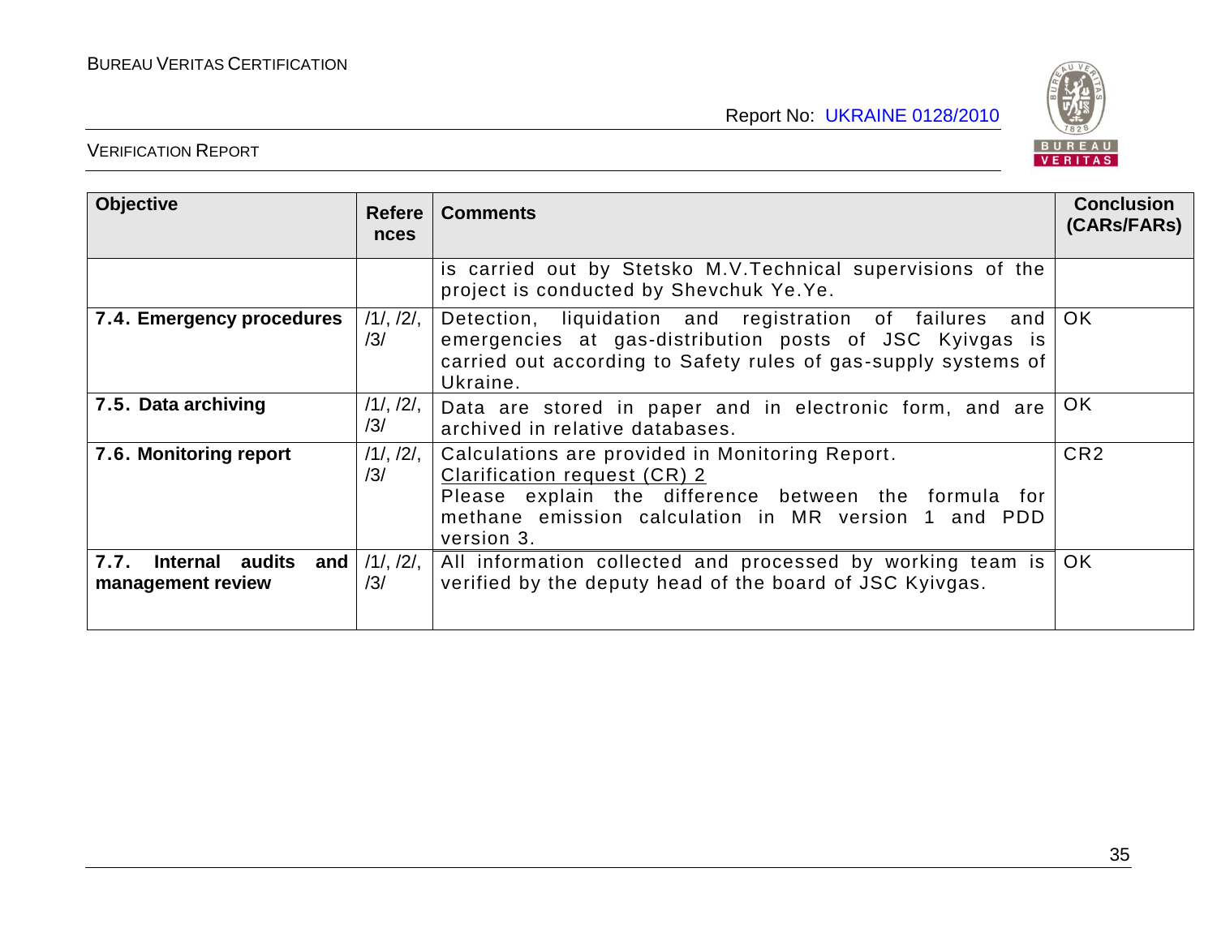| Objective | References | Comments | Conclusion (CARs/FARs) |
|---|---|---|---|
| | | is carried out by Stetsko M.V.Technical supervisions of the project is conducted by Shevchuk Ye.Ye. | |
| **7.4. Emergency procedures** | /1/, /2/, /3/ | Detection, liquidation and registration of failures and emergencies at gas-distribution posts of JSC Kyivgas is carried out according to Safety rules of gas-supply systems of Ukraine. | OK |
| **7.5. Data archiving** | /1/, /2/, /3/ | Data are stored in paper and in electronic form, and are archived in relative databases. | OK |
| **7.6. Monitoring report** | /1/, /2/, /3/ | Calculations are provided in Monitoring Report.<br>Clarification request (CR) 2<br>Please explain the difference between the formula for methane emission calculation in MR version 1 and PDD version 3. | CR2 |
| **7.7. Internal audits and management review** | /1/, /2/, /3/ | All information collected and processed by working team is verified by the deputy head of the board of JSC Kyivgas. | OK |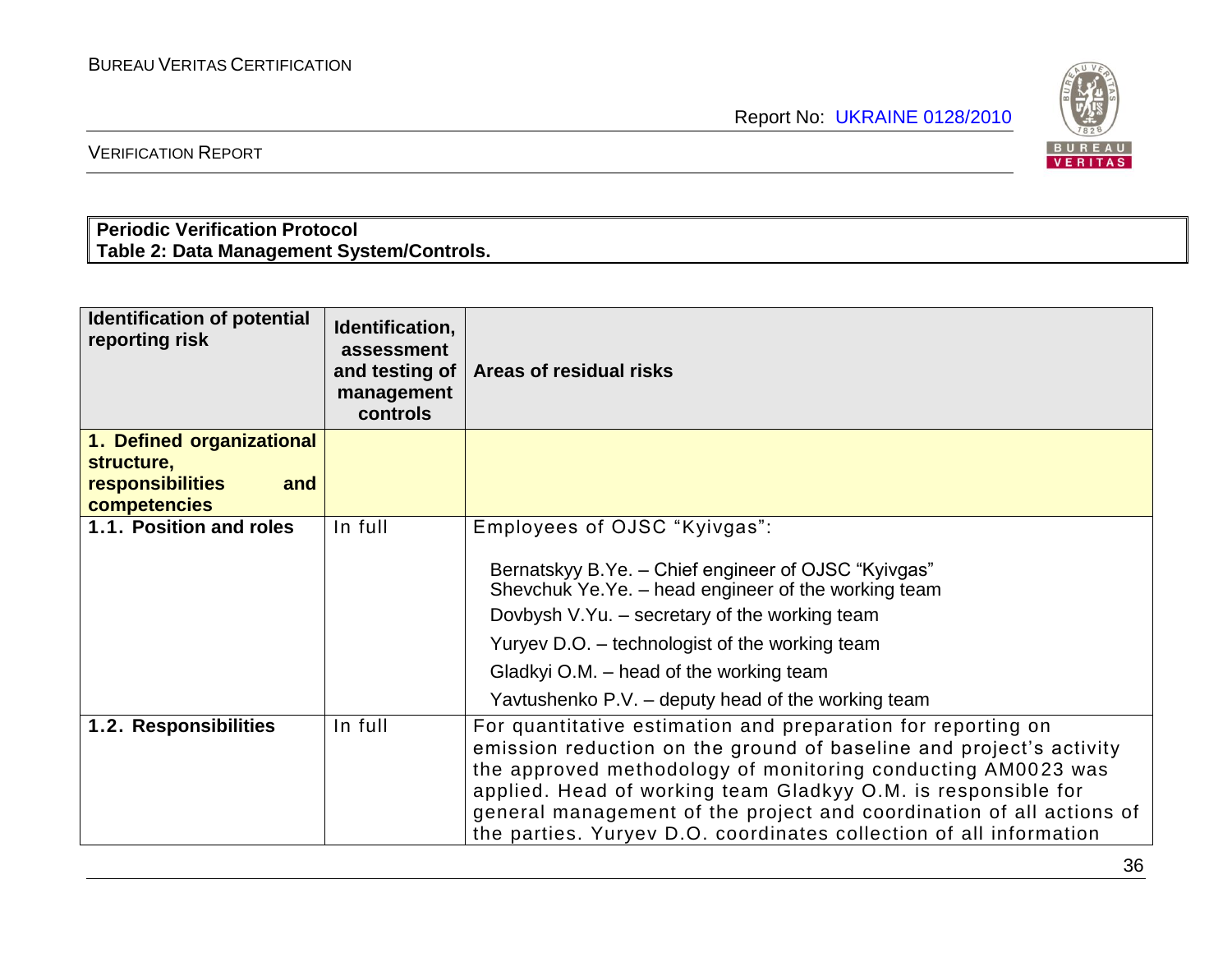**Periodic Verification Protocol**
**Table 2: Data Management System/Controls.**

| Identification of potential reporting risk | Identification, assessment and testing of management controls | Areas of residual risks |
|---|---|---|
| **1. Defined organizational structure, responsibilities and competencies** | | |
| **1.1. Position and roles** | In full | Employees of OJSC "Kyivgas":<br><br>Bernatskyy B.Ye. – Chief engineer of OJSC "Kyivgas"<br>Shevchuk Ye.Ye. – head engineer of the working team<br>Dovbysh V.Yu. – secretary of the working team<br>Yuryev D.O. – technologist of the working team<br>Gladkyi O.M. – head of the working team<br>Yavtushenko P.V. – deputy head of the working team |
| **1.2. Responsibilities** | In full | For quantitative estimation and preparation for reporting on emission reduction on the ground of baseline and project's activity the approved methodology of monitoring conducting AM0023 was applied. Head of working team Gladkyy O.M. is responsible for general management of the project and coordination of all actions of the parties. Yuryev D.O. coordinates collection of all information |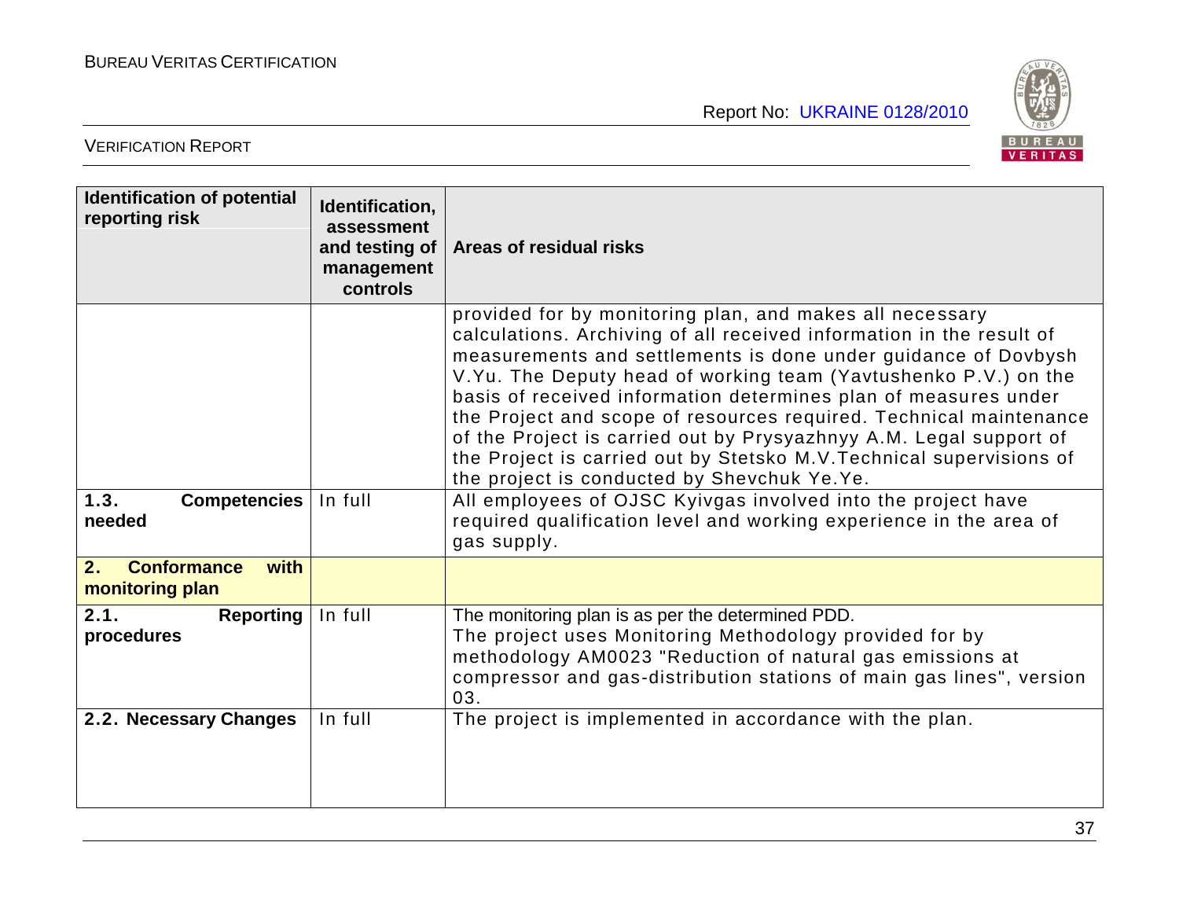| Identification of potential reporting risk | Identification, assessment and testing of management controls | Areas of residual risks |
|---|---|---|
| | | provided for by monitoring plan, and makes all necessary calculations. Archiving of all received information in the result of measurements and settlements is done under guidance of Dovbysh V.Yu. The Deputy head of working team (Yavtushenko P.V.) on the basis of received information determines plan of measures under the Project and scope of resources required. Technical maintenance of the Project is carried out by Prysyazhnyy A.M. Legal support of the Project is carried out by Stetsko M.V.Technical supervisions of the project is conducted by Shevchuk Ye.Ye. |
| **1.3. Competencies needed** | In full | All employees of OJSC Kyivgas involved into the project have required qualification level and working experience in the area of gas supply. |
| **2. Conformance with monitoring plan** | | |
| **2.1. Reporting procedures** | In full | The monitoring plan is as per the determined PDD.<br>The project uses Monitoring Methodology provided for by methodology AM0023 "Reduction of natural gas emissions at compressor and gas-distribution stations of main gas lines", version 03. |
| **2.2. Necessary Changes** | In full | The project is implemented in accordance with the plan. |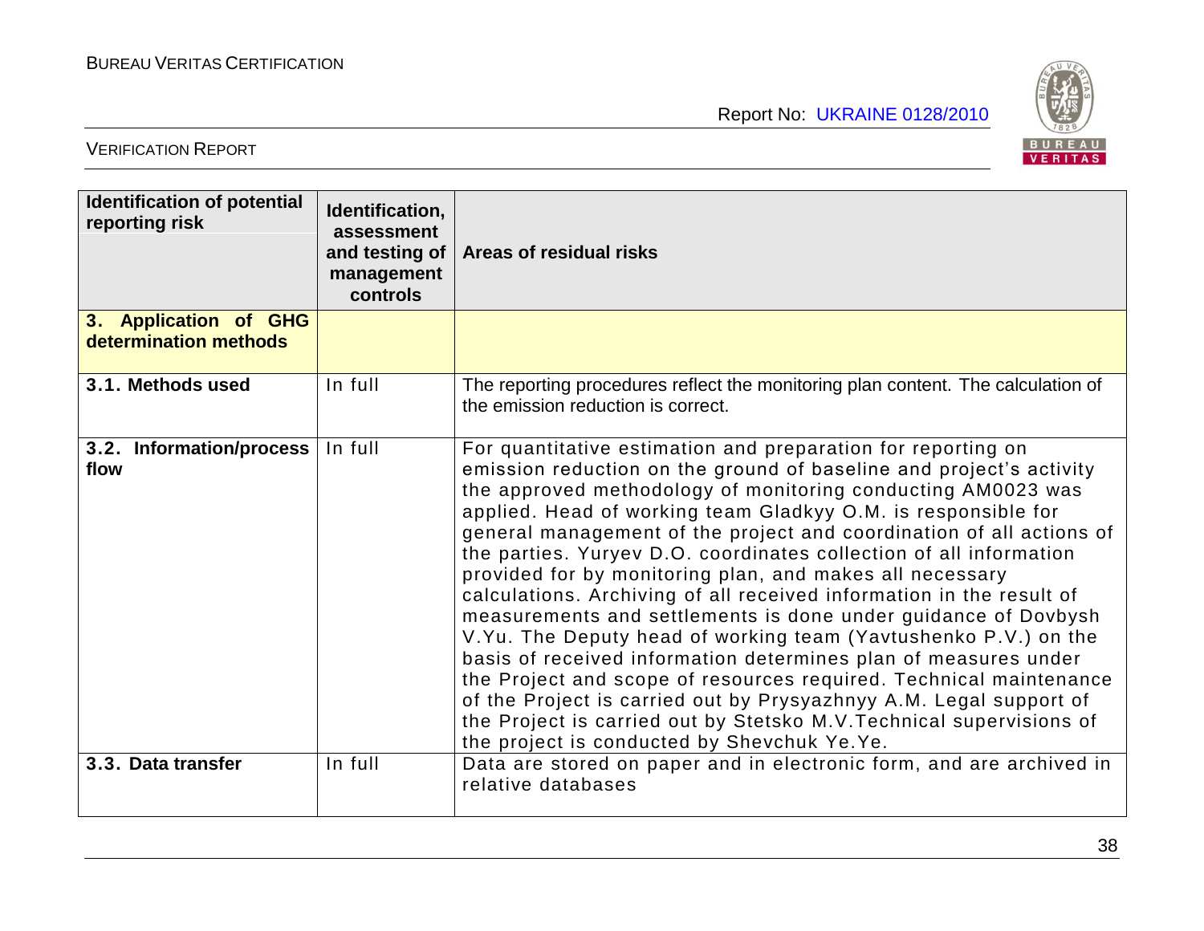| Identification of potential reporting risk | Identification, assessment and testing of management controls | Areas of residual risks |
|---|---|---|
| **3. Application of GHG determination methods** | | |
| **3.1. Methods used** | In full | The reporting procedures reflect the monitoring plan content. The calculation of the emission reduction is correct. |
| **3.2. Information/process flow** | In full | For quantitative estimation and preparation for reporting on emission reduction on the ground of baseline and project's activity the approved methodology of monitoring conducting AM0023 was applied. Head of working team Gladkyy O.M. is responsible for general management of the project and coordination of all actions of the parties. Yuryev D.O. coordinates collection of all information provided for by monitoring plan, and makes all necessary calculations. Archiving of all received information in the result of measurements and settlements is done under guidance of Dovbysh V.Yu. The Deputy head of working team (Yavtushenko P.V.) on the basis of received information determines plan of measures under the Project and scope of resources required. Technical maintenance of the Project is carried out by Prysyazhnyy A.M. Legal support of the Project is carried out by Stetsko M.V.Technical supervisions of the project is conducted by Shevchuk Ye.Ye. |
| **3.3. Data transfer** | In full | Data are stored on paper and in electronic form, and are archived in relative databases |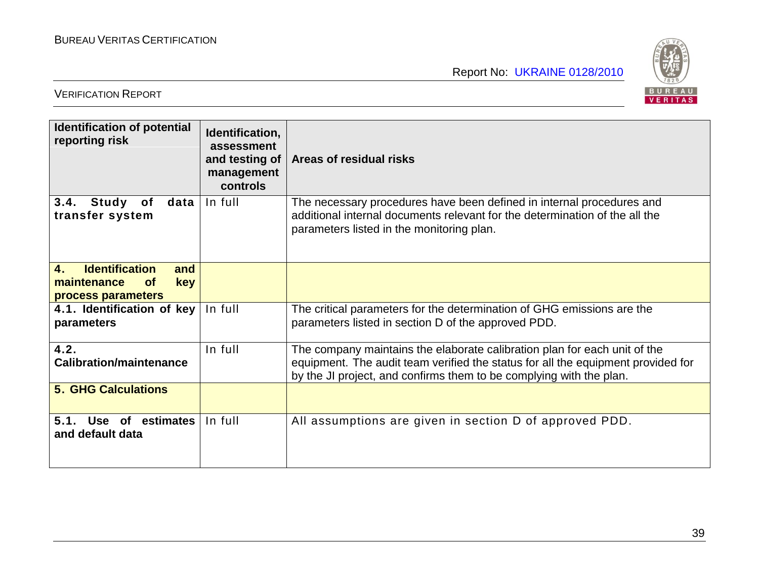| Identification of potential reporting risk | Identification, assessment and testing of management controls | Areas of residual risks |
|---|---|---|
| **3.4. Study of data transfer system** | In full | The necessary procedures have been defined in internal procedures and additional internal documents relevant for the determination of the all the parameters listed in the monitoring plan. |
| **4. Identification and maintenance of key process parameters** | | |
| **4.1. Identification of key parameters** | In full | The critical parameters for the determination of GHG emissions are the parameters listed in section D of the approved PDD. |
| **4.2. Calibration/maintenance** | In full | The company maintains the elaborate calibration plan for each unit of the equipment. The audit team verified the status for all the equipment provided for by the JI project, and confirms them to be complying with the plan. |
| **5. GHG Calculations** | | |
| **5.1. Use of estimates and default data** | In full | All assumptions are given in section D of approved PDD. |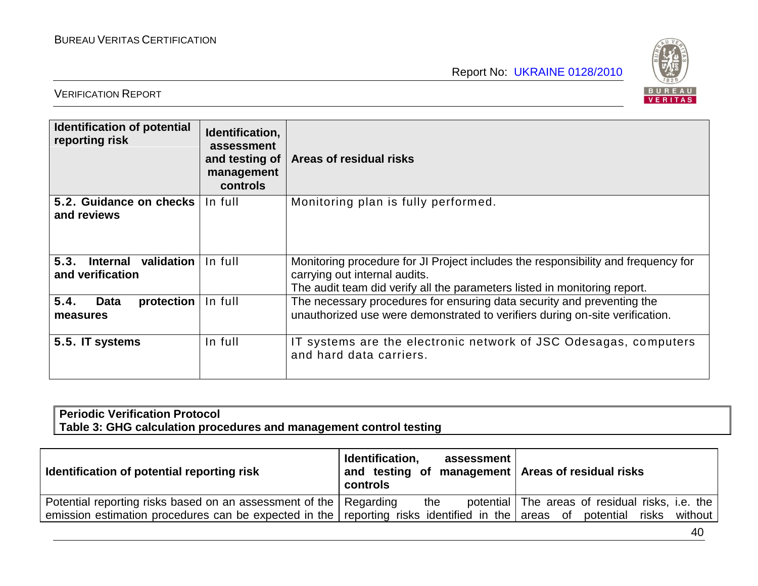| Identification of potential reporting risk | Identification, assessment and testing of management controls | Areas of residual risks |
|---|---|---|
| **5.2. Guidance on checks and reviews** | In full | Monitoring plan is fully performed. |
| **5.3. Internal validation and verification** | In full | Monitoring procedure for JI Project includes the responsibility and frequency for carrying out internal audits.<br>The audit team did verify all the parameters listed in monitoring report. |
| **5.4. Data protection measures** | In full | The necessary procedures for ensuring data security and preventing the unauthorized use were demonstrated to verifiers during on-site verification. |
| **5.5. IT systems** | In full | IT systems are the electronic network of JSC Odesagas, computers and hard data carriers. |

**Periodic Verification Protocol**
**Table 3: GHG calculation procedures and management control testing**

| Identification of potential reporting risk | Identification, assessment and testing of management controls | Areas of residual risks |
|---|---|---|
| Potential reporting risks based on an assessment of the emission estimation procedures can be expected in the | Regarding the potential reporting risks identified in the | The areas of residual risks, i.e. the areas of potential risks without |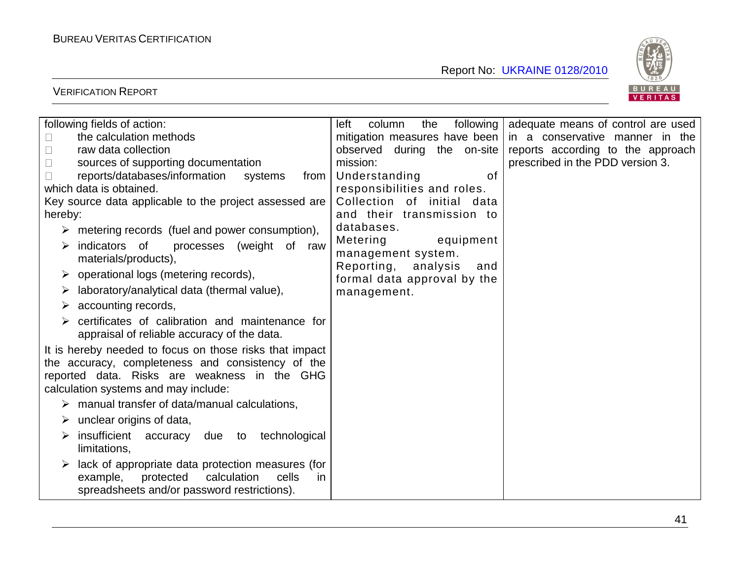| | | |
|---|---|---|
| following fields of action:<br>□ the calculation methods<br>□ raw data collection<br>□ sources of supporting documentation<br>□ reports/databases/information systems from which data is obtained.<br>Key source data applicable to the project assessed are hereby:<br>➢ metering records (fuel and power consumption),<br>➢ indicators of processes (weight of raw materials/products),<br>➢ operational logs (metering records),<br>➢ laboratory/analytical data (thermal value),<br>➢ accounting records,<br>➢ certificates of calibration and maintenance for appraisal of reliable accuracy of the data.<br>It is hereby needed to focus on those risks that impact the accuracy, completeness and consistency of the reported data. Risks are weakness in the GHG calculation systems and may include:<br>➢ manual transfer of data/manual calculations,<br>➢ unclear origins of data,<br>➢ insufficient accuracy due to technological limitations,<br>➢ lack of appropriate data protection measures (for example, protected calculation cells in spreadsheets and/or password restrictions). | left column the following mitigation measures have been observed during the on-site mission:<br>Understanding of responsibilities and roles.<br>Collection of initial data and their transmission to databases.<br>Metering equipment management system.<br>Reporting, analysis and formal data approval by the management. | adequate means of control are used in a conservative manner in the reports according to the approach prescribed in the PDD version 3. |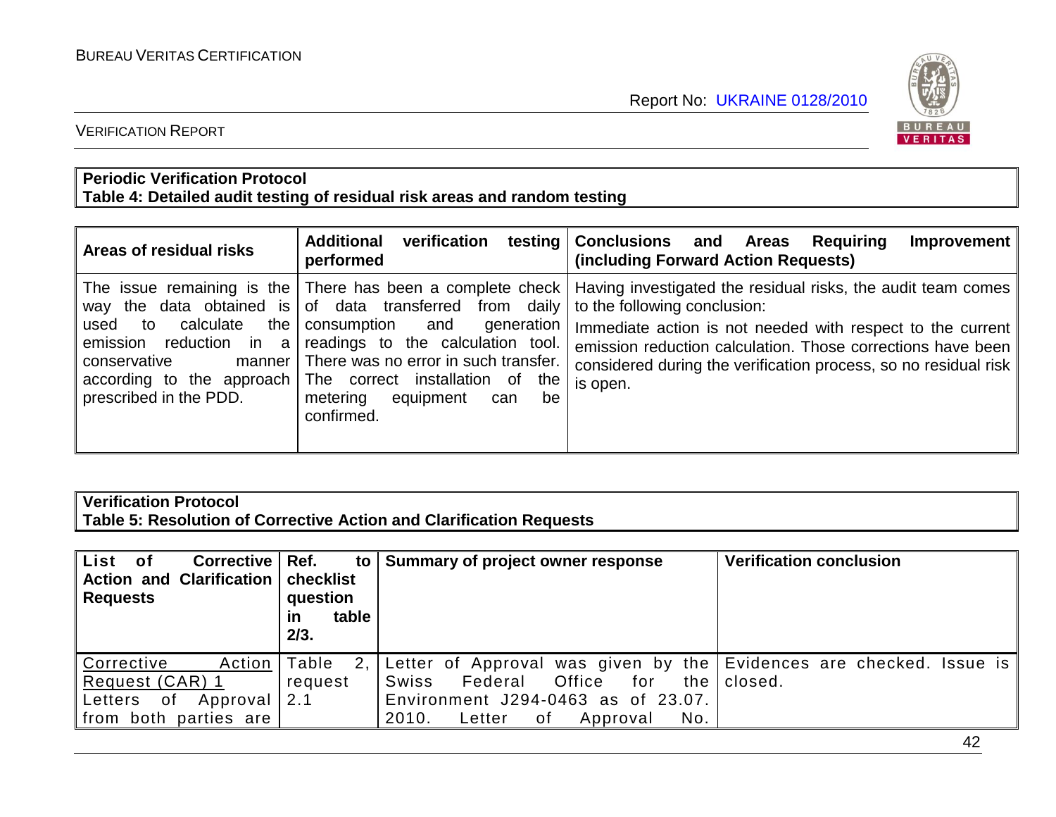| **Periodic Verification Protocol** |
|---|
| **Table 4: Detailed audit testing of residual risk areas and random testing** |

| Areas of residual risks | Additional verification testing performed | Conclusions and Areas Requiring Improvement (including Forward Action Requests) |
|---|---|---|
| The issue remaining is the way the data obtained is used to calculate the emission reduction in a conservative manner according to the approach prescribed in the PDD. | There has been a complete check of data transferred from daily consumption and generation readings to the calculation tool. There was no error in such transfer. The correct installation of the metering equipment can be confirmed. | Having investigated the residual risks, the audit team comes to the following conclusion:<br>Immediate action is not needed with respect to the current emission reduction calculation. Those corrections have been considered during the verification process, so no residual risk is open. |

| **Verification Protocol** |
|---|
| **Table 5: Resolution of Corrective Action and Clarification Requests** |

| List of Corrective Action and Clarification Requests | Ref. to checklist question in table 2/3. | Summary of project owner response | Verification conclusion |
|---|---|---|---|
| Corrective Action Request (CAR) 1<br>Letters of Approval from both parties are | Table 2, request 2.1 | Letter of Approval was given by the Swiss Federal Office for the Environment J294-0463 as of 23.07. 2010. Letter of Approval No. | Evidences are checked. Issue is closed. |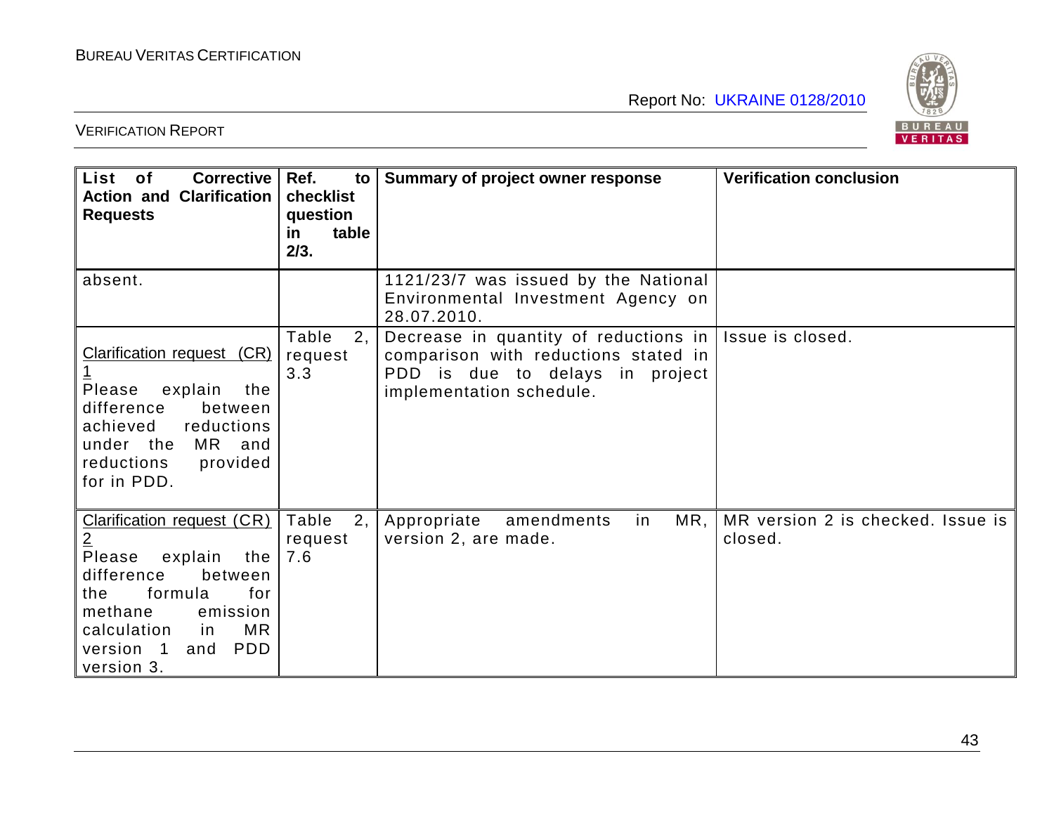| List of Corrective Action and Clarification Requests | Ref. to checklist question in table 2/3. | Summary of project owner response | Verification conclusion |
|---|---|---|---|
| absent. | | 1121/23/7 was issued by the National Environmental Investment Agency on 28.07.2010. | |
| Clarification request (CR) 1<br>Please explain the difference between achieved reductions under the MR and reductions provided for in PDD. | Table 2, request 3.3 | Decrease in quantity of reductions in comparison with reductions stated in PDD is due to delays in project implementation schedule. | Issue is closed. |
| Clarification request (CR) 2<br>Please explain the difference between the formula for methane emission calculation in MR version 1 and PDD version 3. | Table 2, request 7.6 | Appropriate amendments in MR, version 2, are made. | MR version 2 is checked. Issue is closed. |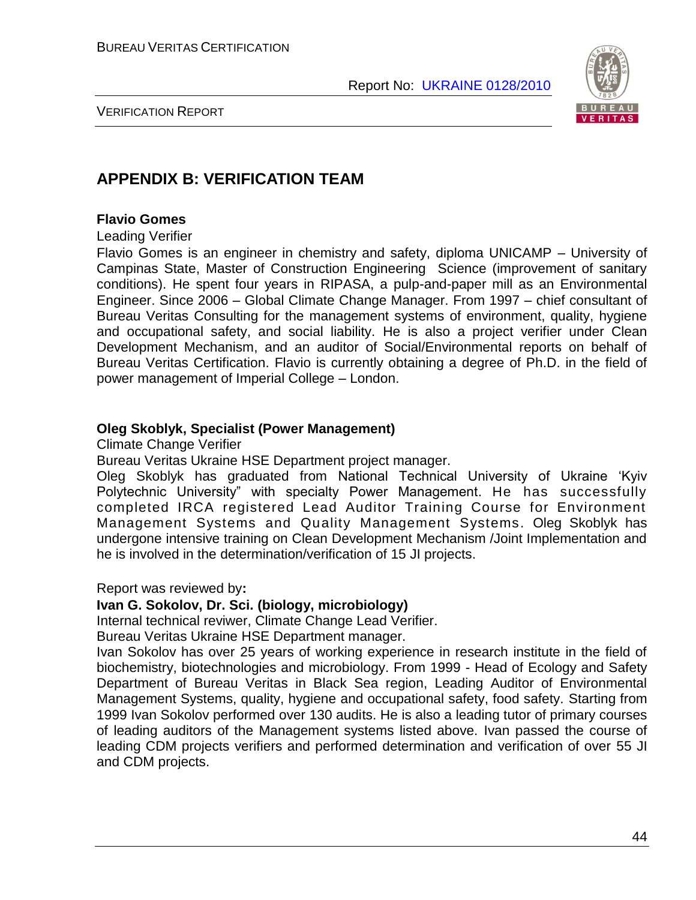# APPENDIX B: VERIFICATION TEAM

**Flavio Gomes**

Leading Verifier

Flavio Gomes is an engineer in chemistry and safety, diploma UNICAMP – University of Campinas State, Master of Construction Engineering Science (improvement of sanitary conditions). He spent four years in RIPASA, a pulp-and-paper mill as an Environmental Engineer. Since 2006 – Global Climate Change Manager. From 1997 – chief consultant of Bureau Veritas Consulting for the management systems of environment, quality, hygiene and occupational safety, and social liability. He is also a project verifier under Clean Development Mechanism, and an auditor of Social/Environmental reports on behalf of Bureau Veritas Certification. Flavio is currently obtaining a degree of Ph.D. in the field of power management of Imperial College – London.

**Oleg Skoblyk, Specialist (Power Management)**

Climate Change Verifier

Bureau Veritas Ukraine HSE Department project manager.

Oleg Skoblyk has graduated from National Technical University of Ukraine 'Kyiv Polytechnic University" with specialty Power Management. He has successfully completed IRCA registered Lead Auditor Training Course for Environment Management Systems and Quality Management Systems. Oleg Skoblyk has undergone intensive training on Clean Development Mechanism /Joint Implementation and he is involved in the determination/verification of 15 JI projects.

Report was reviewed by**:**

**Ivan G. Sokolov, Dr. Sci. (biology, microbiology)**

Internal technical reviwer, Climate Change Lead Verifier.

Bureau Veritas Ukraine HSE Department manager.

Ivan Sokolov has over 25 years of working experience in research institute in the field of biochemistry, biotechnologies and microbiology. From 1999 - Head of Ecology and Safety Department of Bureau Veritas in Black Sea region, Leading Auditor of Environmental Management Systems, quality, hygiene and occupational safety, food safety. Starting from 1999 Ivan Sokolov performed over 130 audits. He is also a leading tutor of primary courses of leading auditors of the Management systems listed above. Ivan passed the course of leading CDM projects verifiers and performed determination and verification of over 55 JI and CDM projects.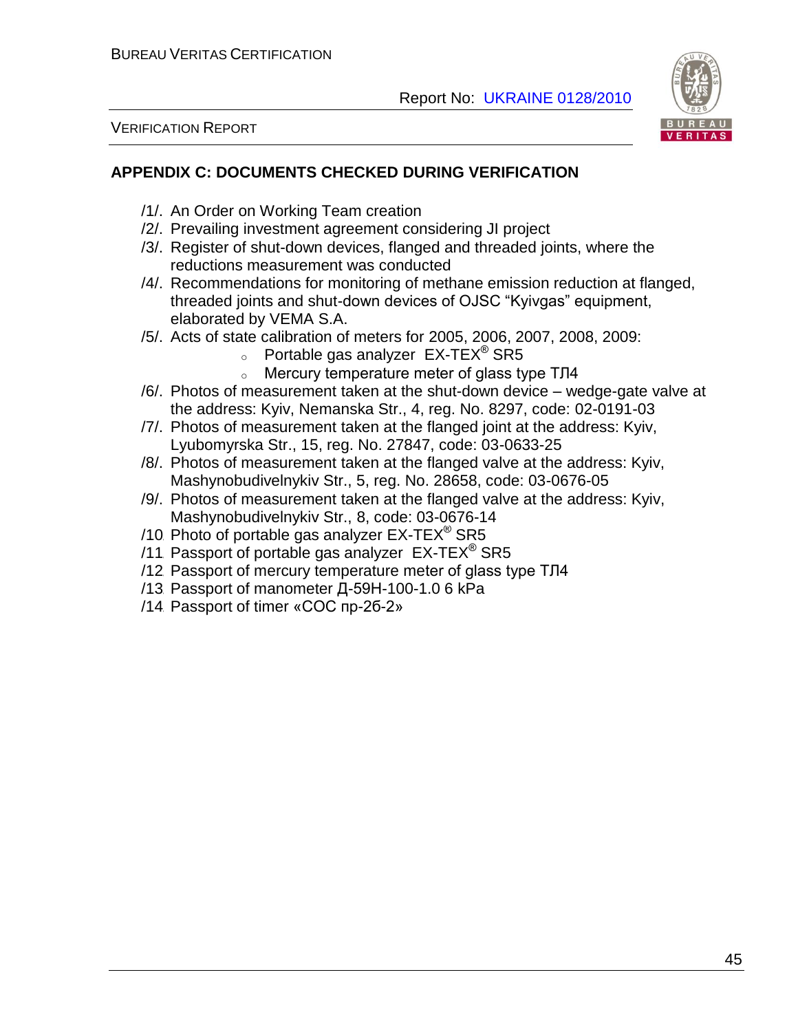## APPENDIX C: DOCUMENTS CHECKED DURING VERIFICATION

/1/. An Order on Working Team creation

/2/. Prevailing investment agreement considering JI project

/3/. Register of shut-down devices, flanged and threaded joints, where the reductions measurement was conducted

/4/. Recommendations for monitoring of methane emission reduction at flanged, threaded joints and shut-down devices of OJSC "Kyivgas" equipment, elaborated by VEMA S.A.

/5/. Acts of state calibration of meters for 2005, 2006, 2007, 2008, 2009:

- Portable gas analyzer EX-TEX® SR5
- Mercury temperature meter of glass type ТЛ4

/6/. Photos of measurement taken at the shut-down device – wedge-gate valve at the address: Kyiv, Nemanska Str., 4, reg. No. 8297, code: 02-0191-03

/7/. Photos of measurement taken at the flanged joint at the address: Kyiv, Lyubomyrska Str., 15, reg. No. 27847, code: 03-0633-25

/8/. Photos of measurement taken at the flanged valve at the address: Kyiv, Mashynobudivelnykiv Str., 5, reg. No. 28658, code: 03-0676-05

/9/. Photos of measurement taken at the flanged valve at the address: Kyiv, Mashynobudivelnykiv Str., 8, code: 03-0676-14

/10 Photo of portable gas analyzer EX-TEX® SR5

/11 Passport of portable gas analyzer EX-TEX® SR5

/12 Passport of mercury temperature meter of glass type ТЛ4

/13 Passport of manometer Д-59Н-100-1.0 6 kPa

/14 Passport of timer «СОС пр-2б-2»